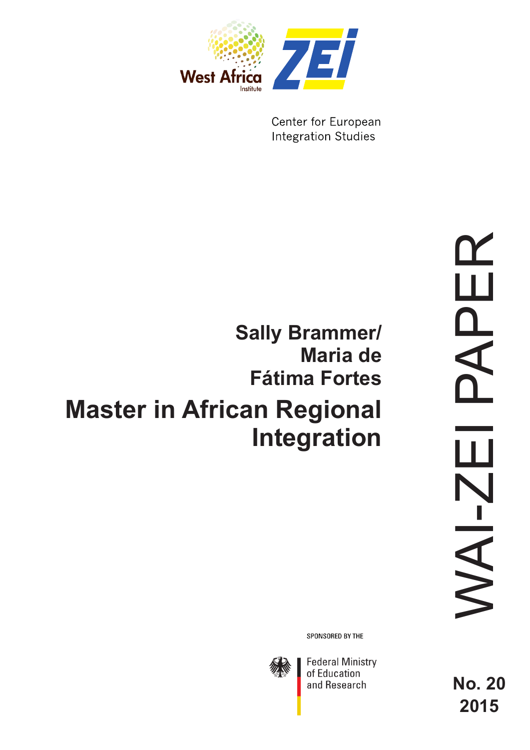West Africa Institute

ZEI

Center for European Integration Studies

**Sally Brammer/ Maria de Fátima Fortes**

# Master in African Regional Integration

WAI-ZEI PAPER

SPONSORED BY THE

Federal Ministry of Education and Research

**No. 20**
**2015**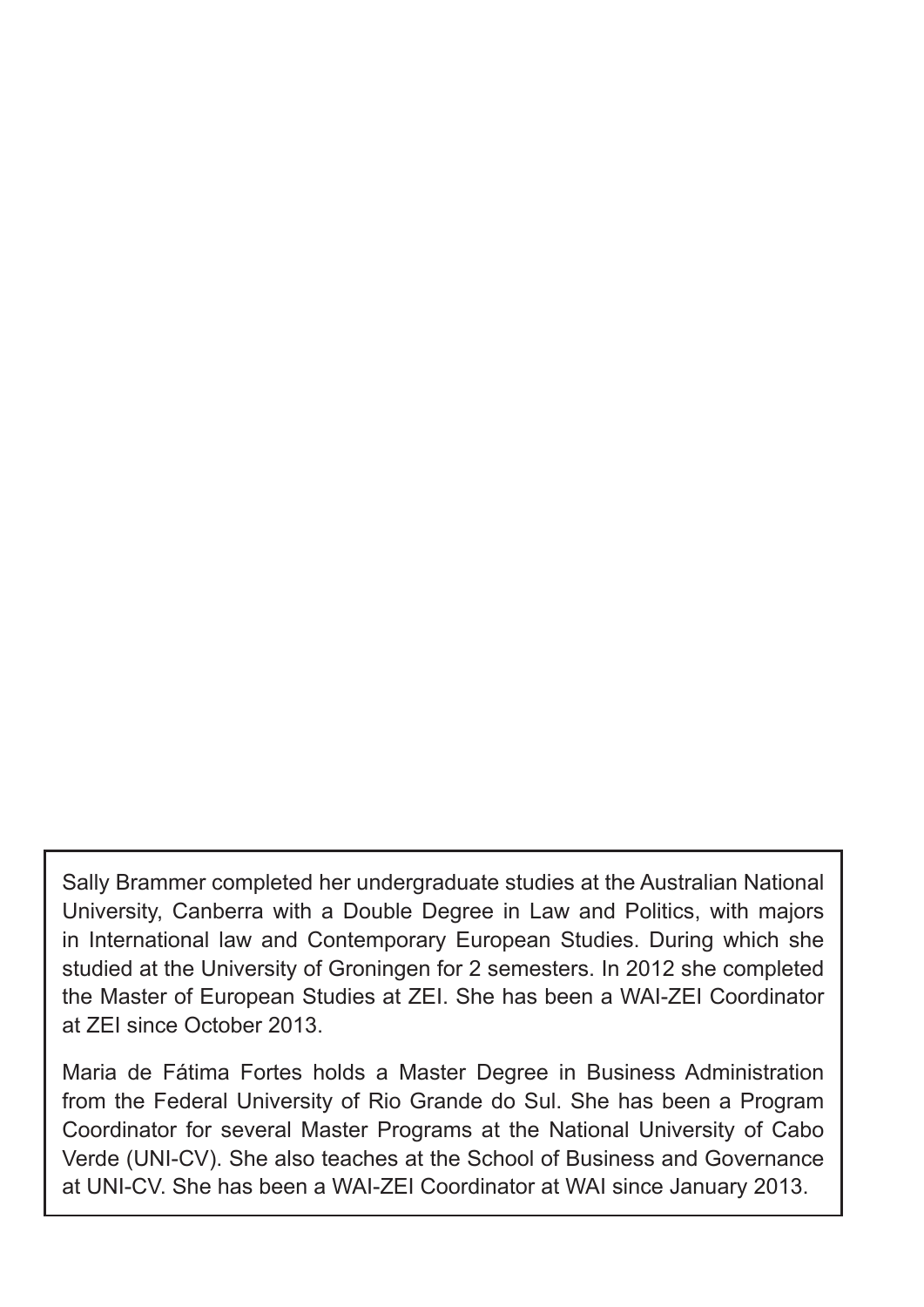Sally Brammer completed her undergraduate studies at the Australian National University, Canberra with a Double Degree in Law and Politics, with majors in International law and Contemporary European Studies. During which she studied at the University of Groningen for 2 semesters. In 2012 she completed the Master of European Studies at ZEI. She has been a WAI-ZEI Coordinator at ZEI since October 2013.

Maria de Fátima Fortes holds a Master Degree in Business Administration from the Federal University of Rio Grande do Sul. She has been a Program Coordinator for several Master Programs at the National University of Cabo Verde (UNI-CV). She also teaches at the School of Business and Governance at UNI-CV. She has been a WAI-ZEI Coordinator at WAI since January 2013.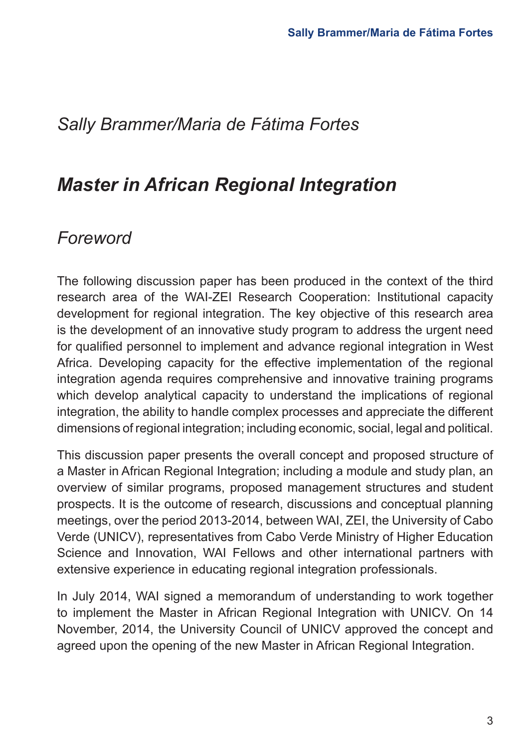*Sally Brammer/Maria de Fátima Fortes*

# *Master in African Regional Integration*

## *Foreword*

The following discussion paper has been produced in the context of the third research area of the WAI-ZEI Research Cooperation: Institutional capacity development for regional integration. The key objective of this research area is the development of an innovative study program to address the urgent need for qualified personnel to implement and advance regional integration in West Africa. Developing capacity for the effective implementation of the regional integration agenda requires comprehensive and innovative training programs which develop analytical capacity to understand the implications of regional integration, the ability to handle complex processes and appreciate the different dimensions of regional integration; including economic, social, legal and political.

This discussion paper presents the overall concept and proposed structure of a Master in African Regional Integration; including a module and study plan, an overview of similar programs, proposed management structures and student prospects. It is the outcome of research, discussions and conceptual planning meetings, over the period 2013-2014, between WAI, ZEI, the University of Cabo Verde (UNICV), representatives from Cabo Verde Ministry of Higher Education Science and Innovation, WAI Fellows and other international partners with extensive experience in educating regional integration professionals.

In July 2014, WAI signed a memorandum of understanding to work together to implement the Master in African Regional Integration with UNICV. On 14 November, 2014, the University Council of UNICV approved the concept and agreed upon the opening of the new Master in African Regional Integration.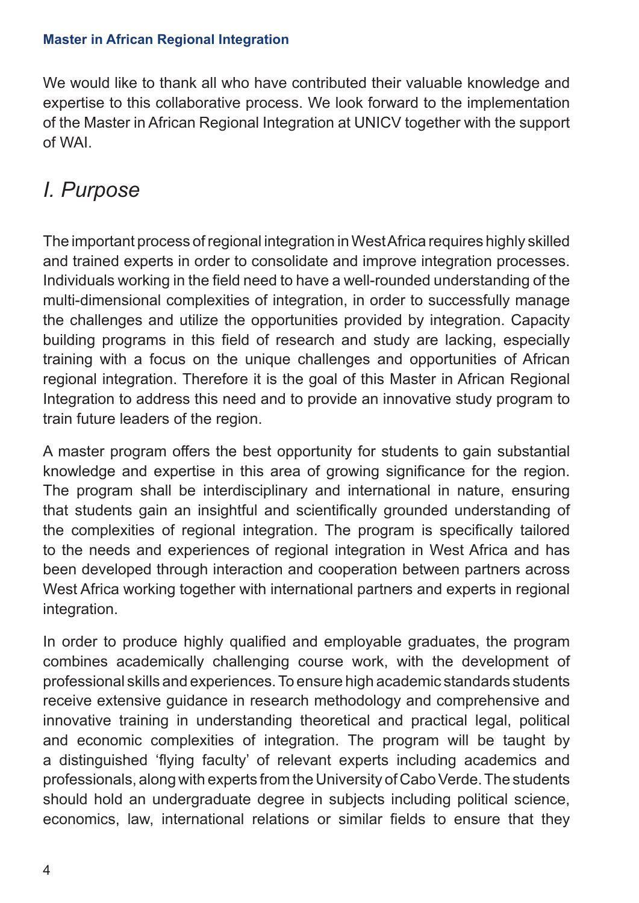We would like to thank all who have contributed their valuable knowledge and expertise to this collaborative process. We look forward to the implementation of the Master in African Regional Integration at UNICV together with the support of WAI.

## *I. Purpose*

The important process of regional integration in West Africa requires highly skilled and trained experts in order to consolidate and improve integration processes. Individuals working in the field need to have a well-rounded understanding of the multi-dimensional complexities of integration, in order to successfully manage the challenges and utilize the opportunities provided by integration. Capacity building programs in this field of research and study are lacking, especially training with a focus on the unique challenges and opportunities of African regional integration. Therefore it is the goal of this Master in African Regional Integration to address this need and to provide an innovative study program to train future leaders of the region.

A master program offers the best opportunity for students to gain substantial knowledge and expertise in this area of growing significance for the region. The program shall be interdisciplinary and international in nature, ensuring that students gain an insightful and scientifically grounded understanding of the complexities of regional integration. The program is specifically tailored to the needs and experiences of regional integration in West Africa and has been developed through interaction and cooperation between partners across West Africa working together with international partners and experts in regional integration.

In order to produce highly qualified and employable graduates, the program combines academically challenging course work, with the development of professional skills and experiences. To ensure high academic standards students receive extensive guidance in research methodology and comprehensive and innovative training in understanding theoretical and practical legal, political and economic complexities of integration. The program will be taught by a distinguished 'flying faculty' of relevant experts including academics and professionals, along with experts from the University of Cabo Verde. The students should hold an undergraduate degree in subjects including political science, economics, law, international relations or similar fields to ensure that they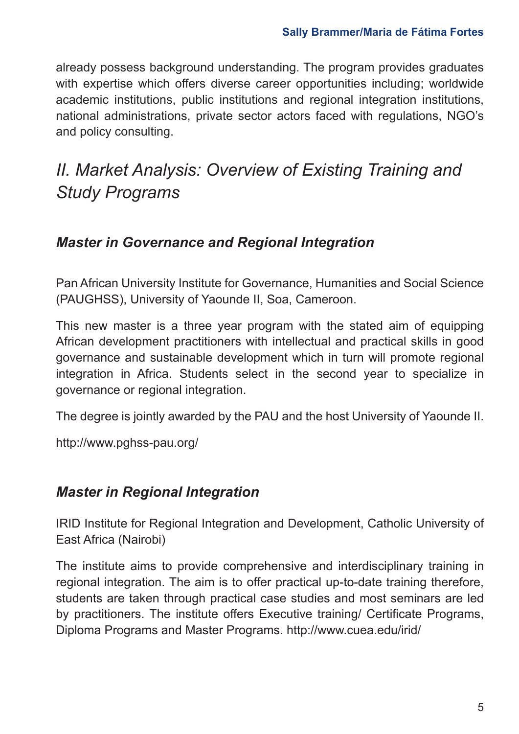already possess background understanding. The program provides graduates with expertise which offers diverse career opportunities including; worldwide academic institutions, public institutions and regional integration institutions, national administrations, private sector actors faced with regulations, NGO's and policy consulting.

## *II. Market Analysis: Overview of Existing Training and Study Programs*

### ***Master in Governance and Regional Integration***

Pan African University Institute for Governance, Humanities and Social Science (PAUGHSS), University of Yaounde II, Soa, Cameroon.

This new master is a three year program with the stated aim of equipping African development practitioners with intellectual and practical skills in good governance and sustainable development which in turn will promote regional integration in Africa. Students select in the second year to specialize in governance or regional integration.

The degree is jointly awarded by the PAU and the host University of Yaounde II.

http://www.pghss-pau.org/

### ***Master in Regional Integration***

IRID Institute for Regional Integration and Development, Catholic University of East Africa (Nairobi)

The institute aims to provide comprehensive and interdisciplinary training in regional integration. The aim is to offer practical up-to-date training therefore, students are taken through practical case studies and most seminars are led by practitioners. The institute offers Executive training/ Certificate Programs, Diploma Programs and Master Programs. http://www.cuea.edu/irid/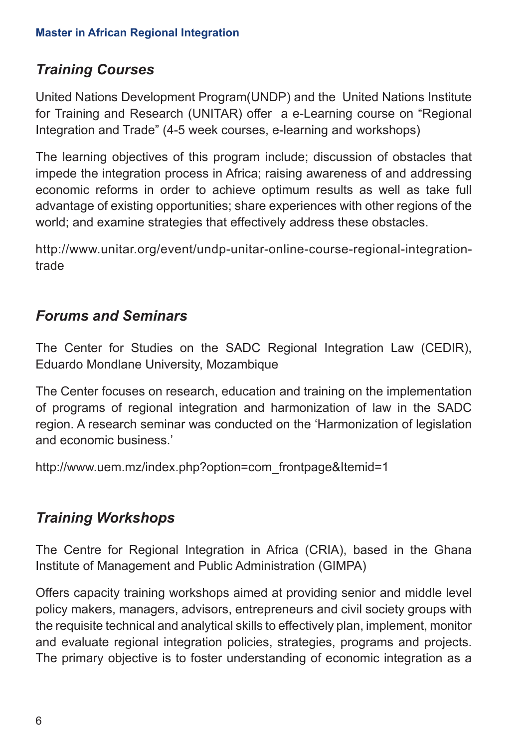## *Training Courses*

United Nations Development Program(UNDP) and the United Nations Institute for Training and Research (UNITAR) offer a e-Learning course on "Regional Integration and Trade" (4-5 week courses, e-learning and workshops)

The learning objectives of this program include; discussion of obstacles that impede the integration process in Africa; raising awareness of and addressing economic reforms in order to achieve optimum results as well as take full advantage of existing opportunities; share experiences with other regions of the world; and examine strategies that effectively address these obstacles.

http://www.unitar.org/event/undp-unitar-online-course-regional-integration-trade

## *Forums and Seminars*

The Center for Studies on the SADC Regional Integration Law (CEDIR), Eduardo Mondlane University, Mozambique

The Center focuses on research, education and training on the implementation of programs of regional integration and harmonization of law in the SADC region. A research seminar was conducted on the 'Harmonization of legislation and economic business.'

http://www.uem.mz/index.php?option=com_frontpage&Itemid=1

## *Training Workshops*

The Centre for Regional Integration in Africa (CRIA), based in the Ghana Institute of Management and Public Administration (GIMPA)

Offers capacity training workshops aimed at providing senior and middle level policy makers, managers, advisors, entrepreneurs and civil society groups with the requisite technical and analytical skills to effectively plan, implement, monitor and evaluate regional integration policies, strategies, programs and projects. The primary objective is to foster understanding of economic integration as a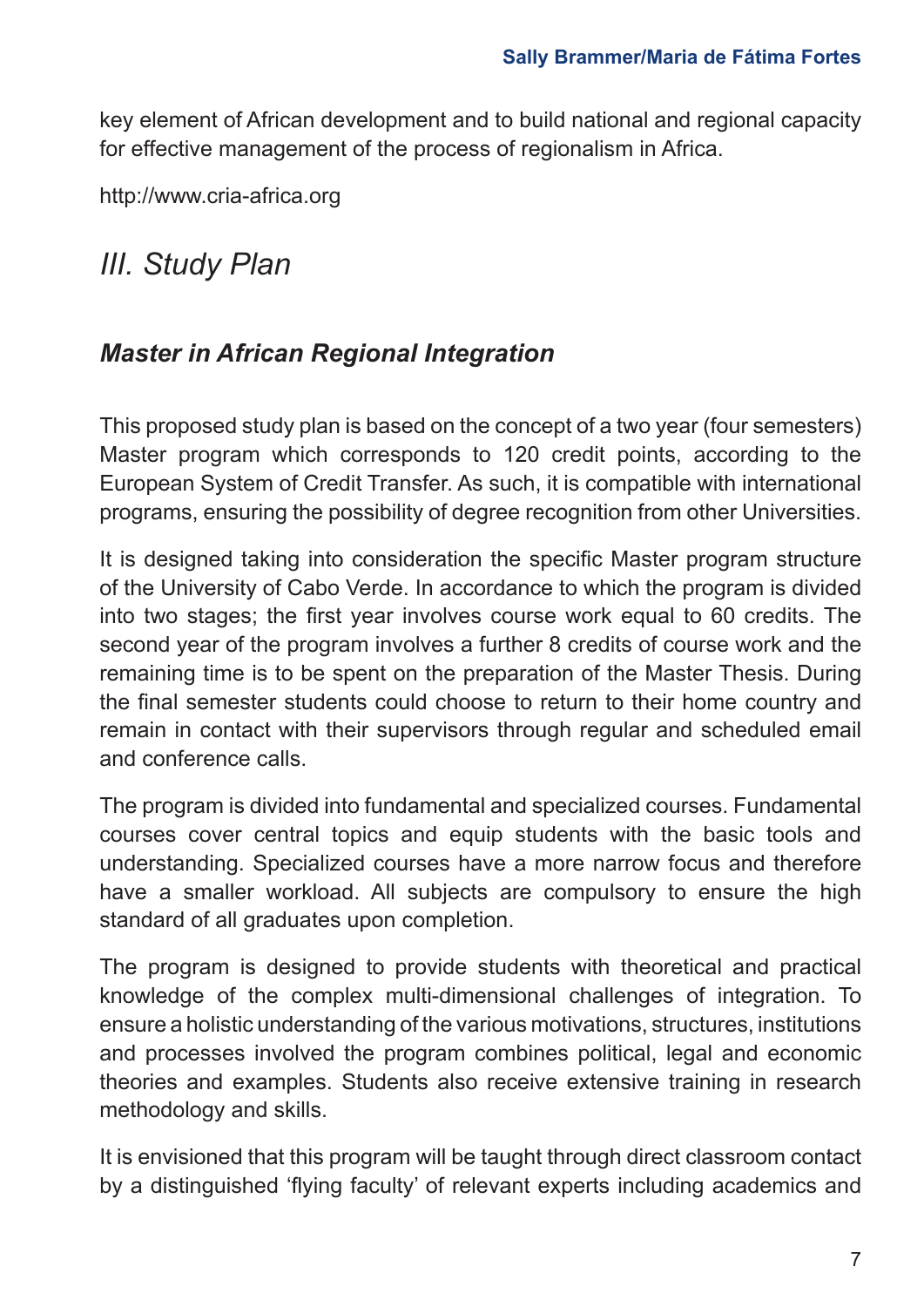key element of African development and to build national and regional capacity for effective management of the process of regionalism in Africa.

http://www.cria-africa.org

## *III. Study Plan*

### *Master in African Regional Integration*

This proposed study plan is based on the concept of a two year (four semesters) Master program which corresponds to 120 credit points, according to the European System of Credit Transfer. As such, it is compatible with international programs, ensuring the possibility of degree recognition from other Universities.

It is designed taking into consideration the specific Master program structure of the University of Cabo Verde. In accordance to which the program is divided into two stages; the first year involves course work equal to 60 credits. The second year of the program involves a further 8 credits of course work and the remaining time is to be spent on the preparation of the Master Thesis. During the final semester students could choose to return to their home country and remain in contact with their supervisors through regular and scheduled email and conference calls.

The program is divided into fundamental and specialized courses. Fundamental courses cover central topics and equip students with the basic tools and understanding. Specialized courses have a more narrow focus and therefore have a smaller workload. All subjects are compulsory to ensure the high standard of all graduates upon completion.

The program is designed to provide students with theoretical and practical knowledge of the complex multi-dimensional challenges of integration. To ensure a holistic understanding of the various motivations, structures, institutions and processes involved the program combines political, legal and economic theories and examples. Students also receive extensive training in research methodology and skills.

It is envisioned that this program will be taught through direct classroom contact by a distinguished 'flying faculty' of relevant experts including academics and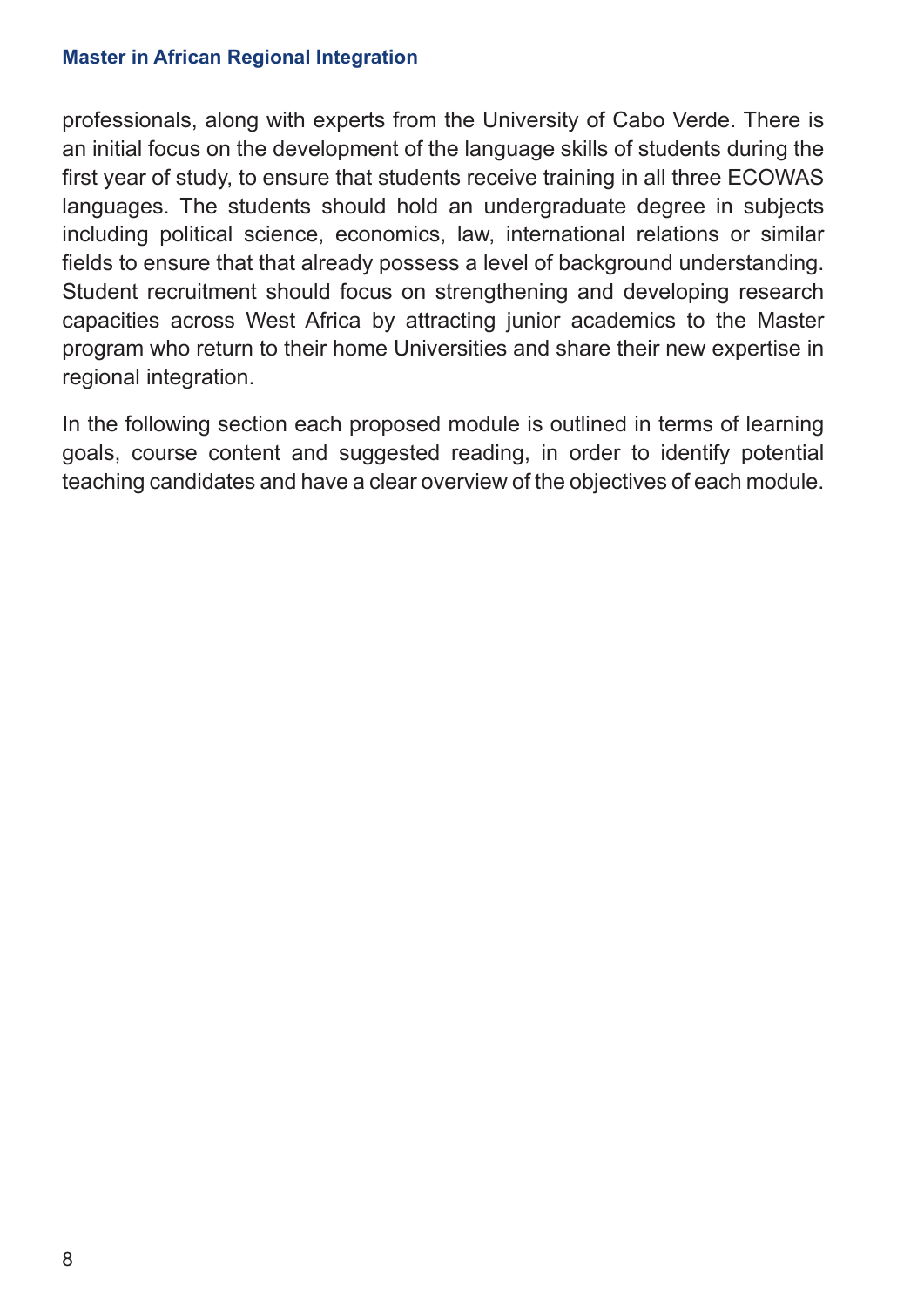professionals, along with experts from the University of Cabo Verde. There is an initial focus on the development of the language skills of students during the first year of study, to ensure that students receive training in all three ECOWAS languages. The students should hold an undergraduate degree in subjects including political science, economics, law, international relations or similar fields to ensure that that already possess a level of background understanding. Student recruitment should focus on strengthening and developing research capacities across West Africa by attracting junior academics to the Master program who return to their home Universities and share their new expertise in regional integration.

In the following section each proposed module is outlined in terms of learning goals, course content and suggested reading, in order to identify potential teaching candidates and have a clear overview of the objectives of each module.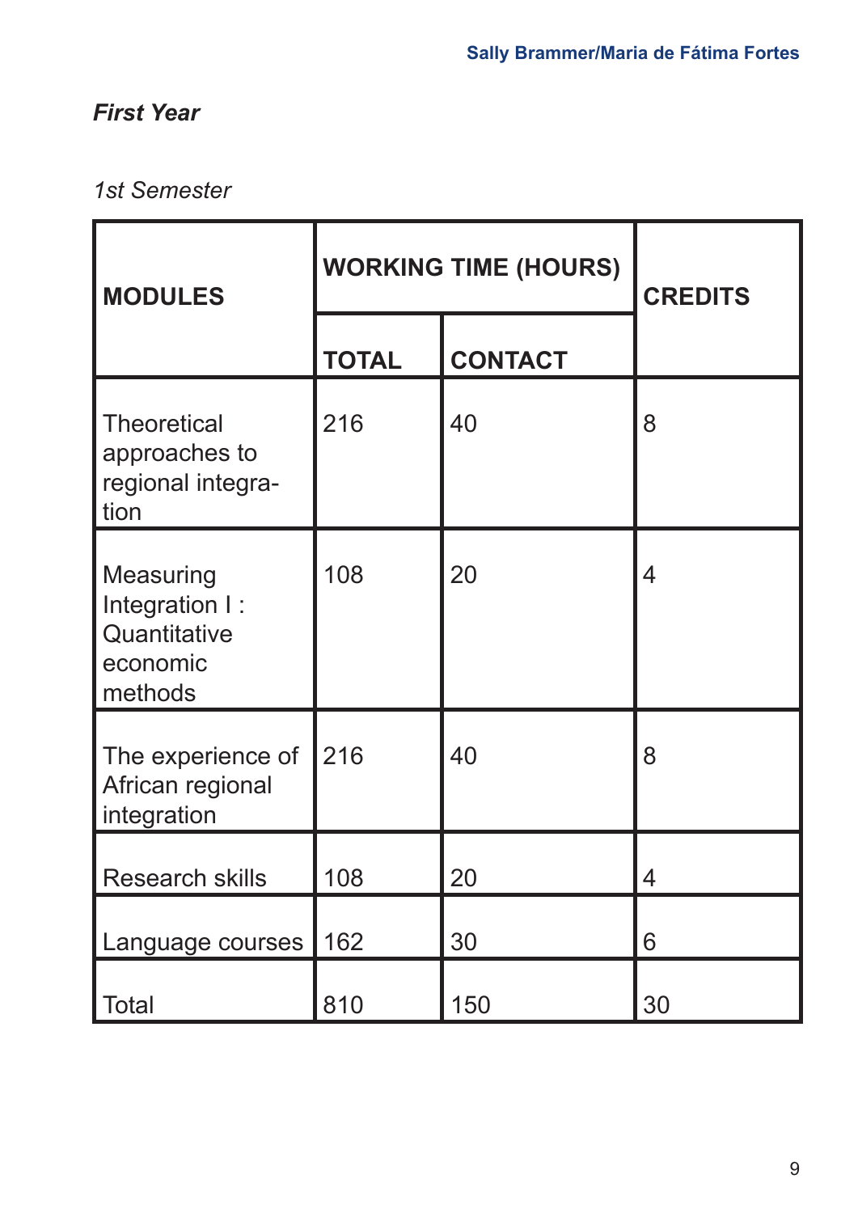### *First Year*

*1st Semester*

| MODULES | WORKING TIME (HOURS) | | CREDITS |
|---|---|---|---|
| | TOTAL | CONTACT | |
| Theoretical approaches to regional integration | 216 | 40 | 8 |
| Measuring Integration I : Quantitative economic methods | 108 | 20 | 4 |
| The experience of African regional integration | 216 | 40 | 8 |
| Research skills | 108 | 20 | 4 |
| Language courses | 162 | 30 | 6 |
| Total | 810 | 150 | 30 |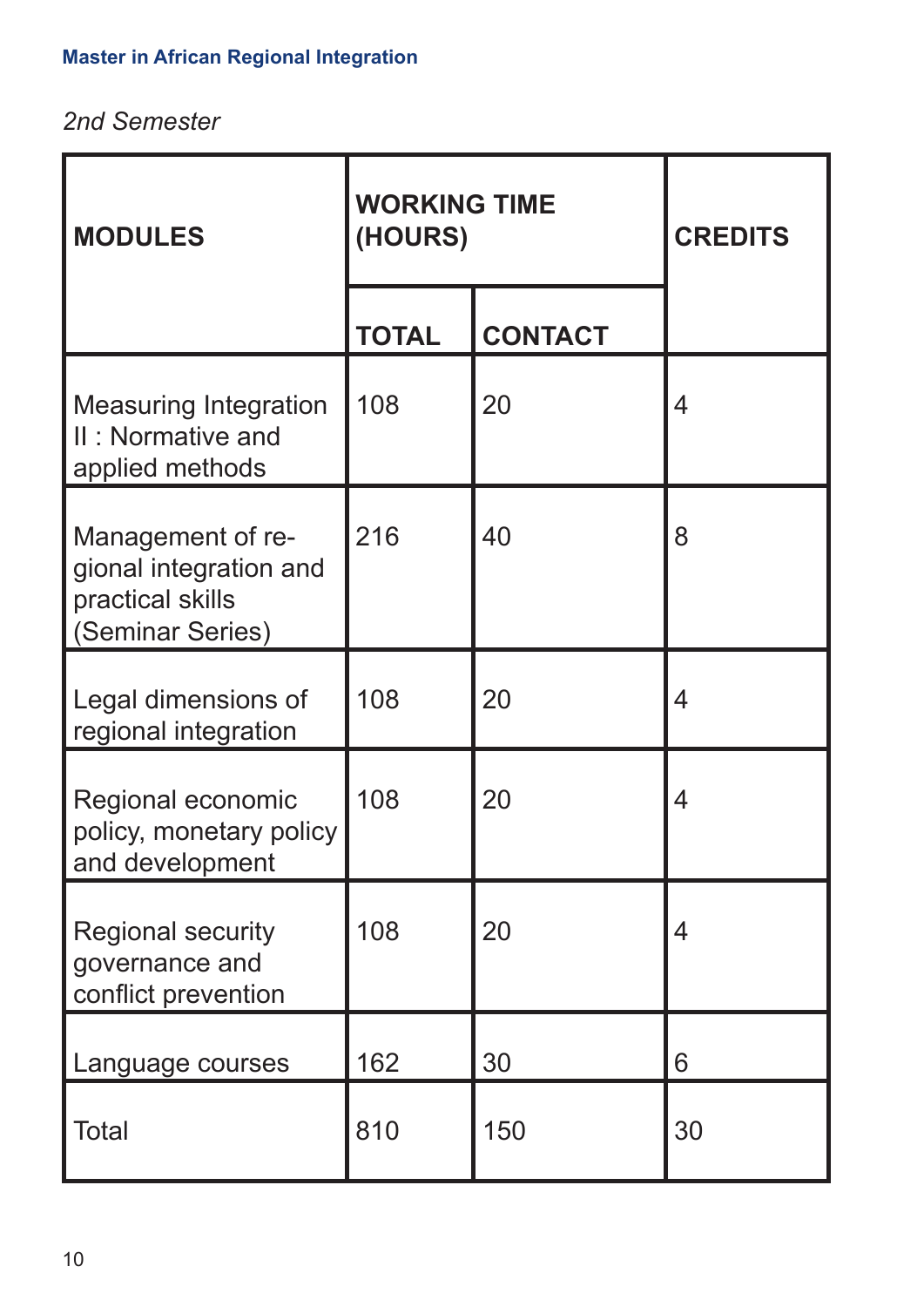*2nd Semester*

| MODULES | WORKING TIME (HOURS) | | CREDITS |
|---|---|---|---|
| | TOTAL | CONTACT | |
| Measuring Integration II : Normative and applied methods | 108 | 20 | 4 |
| Management of regional integration and practical skills (Seminar Series) | 216 | 40 | 8 |
| Legal dimensions of regional integration | 108 | 20 | 4 |
| Regional economic policy, monetary policy and development | 108 | 20 | 4 |
| Regional security governance and conflict prevention | 108 | 20 | 4 |
| Language courses | 162 | 30 | 6 |
| Total | 810 | 150 | 30 |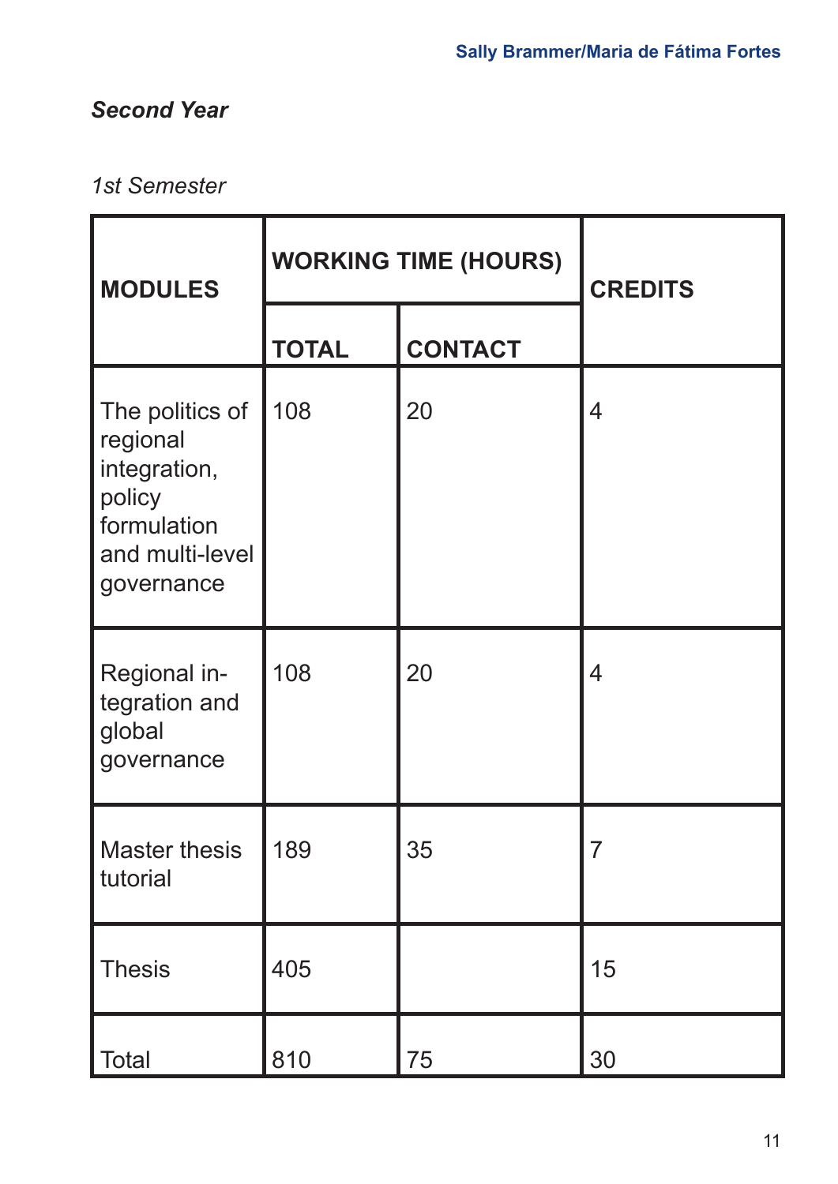*Second Year*

*1st Semester*

| MODULES | WORKING TIME (HOURS) | | CREDITS |
|---|---|---|---|
| | TOTAL | CONTACT | |
| The politics of regional integration, policy formulation and multi-level governance | 108 | 20 | 4 |
| Regional in-tegration and global governance | 108 | 20 | 4 |
| Master thesis tutorial | 189 | 35 | 7 |
| Thesis | 405 | | 15 |
| Total | 810 | 75 | 30 |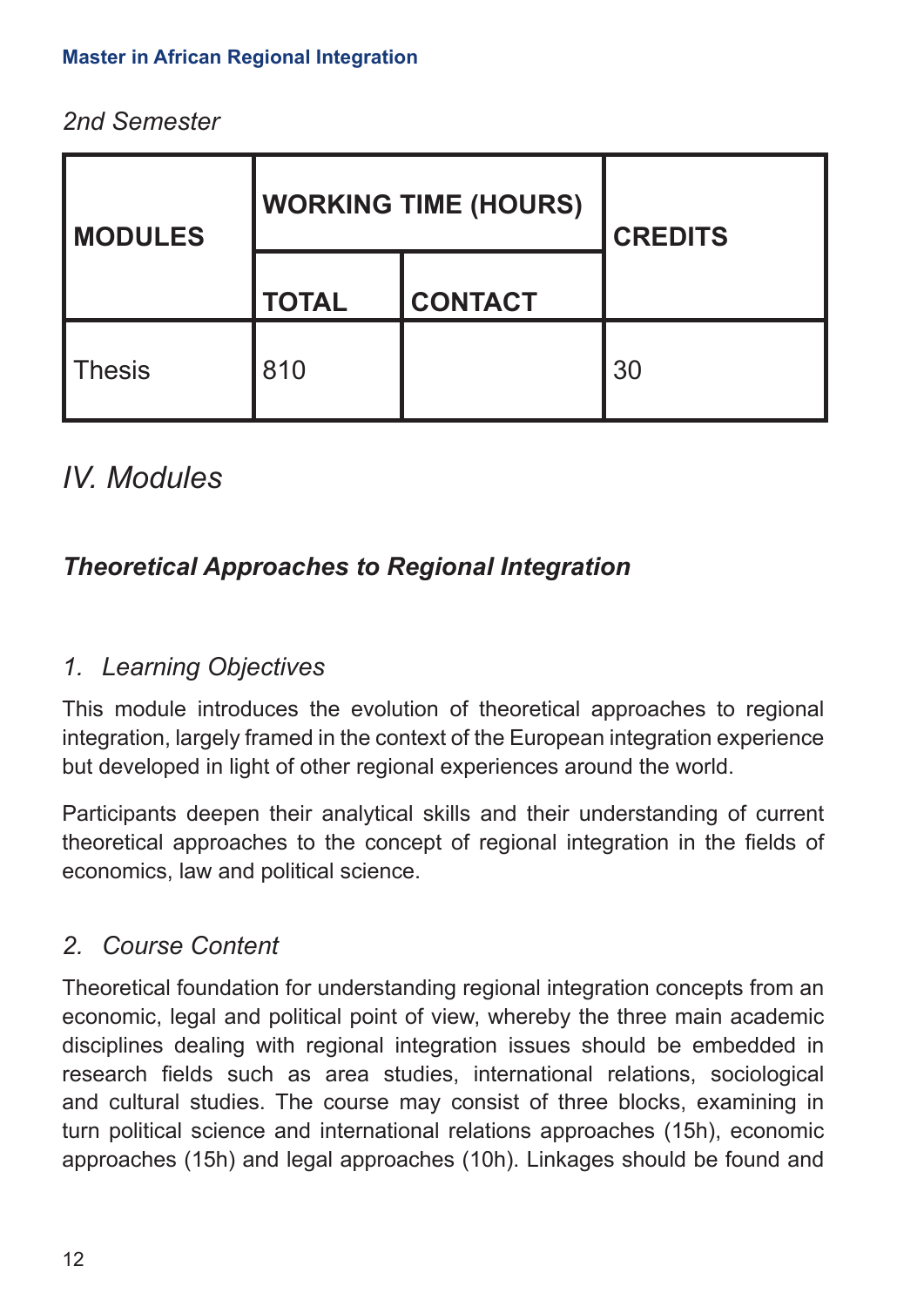*2nd Semester*

| MODULES | WORKING TIME (HOURS) | | CREDITS |
|---|---|---|---|
| | TOTAL | CONTACT | |
| Thesis | 810 | | 30 |

# *IV. Modules*

## ***Theoretical Approaches to Regional Integration***

### *1. Learning Objectives*

This module introduces the evolution of theoretical approaches to regional integration, largely framed in the context of the European integration experience but developed in light of other regional experiences around the world.

Participants deepen their analytical skills and their understanding of current theoretical approaches to the concept of regional integration in the fields of economics, law and political science.

### *2. Course Content*

Theoretical foundation for understanding regional integration concepts from an economic, legal and political point of view, whereby the three main academic disciplines dealing with regional integration issues should be embedded in research fields such as area studies, international relations, sociological and cultural studies. The course may consist of three blocks, examining in turn political science and international relations approaches (15h), economic approaches (15h) and legal approaches (10h). Linkages should be found and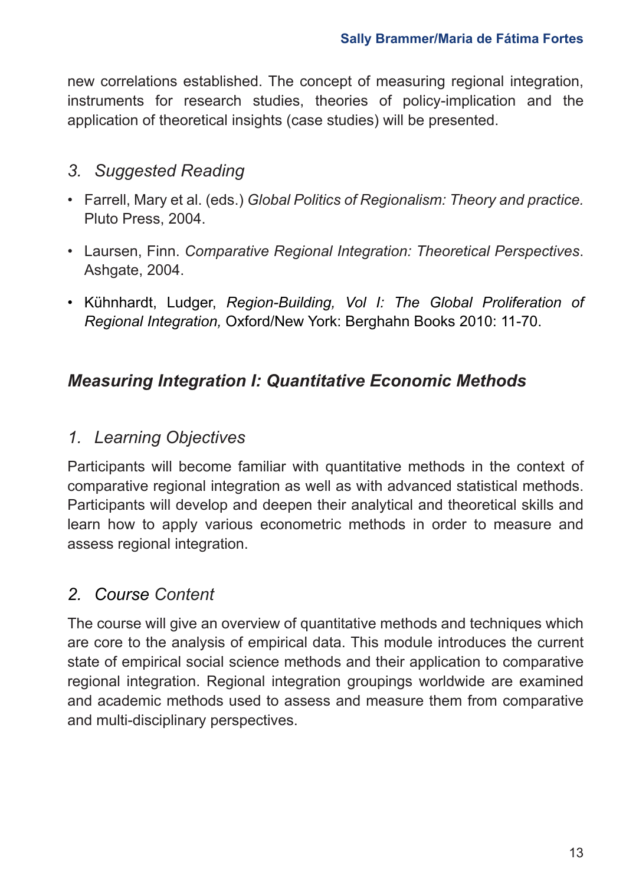new correlations established. The concept of measuring regional integration, instruments for research studies, theories of policy-implication and the application of theoretical insights (case studies) will be presented.

### *3. Suggested Reading*

- Farrell, Mary et al. (eds.) *Global Politics of Regionalism: Theory and practice.* Pluto Press, 2004.
- Laursen, Finn. *Comparative Regional Integration: Theoretical Perspectives*. Ashgate, 2004.
- Kühnhardt, Ludger, *Region-Building, Vol I: The Global Proliferation of Regional Integration,* Oxford/New York: Berghahn Books 2010: 11-70.

## ***Measuring Integration I: Quantitative Economic Methods***

### *1. Learning Objectives*

Participants will become familiar with quantitative methods in the context of comparative regional integration as well as with advanced statistical methods. Participants will develop and deepen their analytical and theoretical skills and learn how to apply various econometric methods in order to measure and assess regional integration.

### *2. Course Content*

The course will give an overview of quantitative methods and techniques which are core to the analysis of empirical data. This module introduces the current state of empirical social science methods and their application to comparative regional integration. Regional integration groupings worldwide are examined and academic methods used to assess and measure them from comparative and multi-disciplinary perspectives.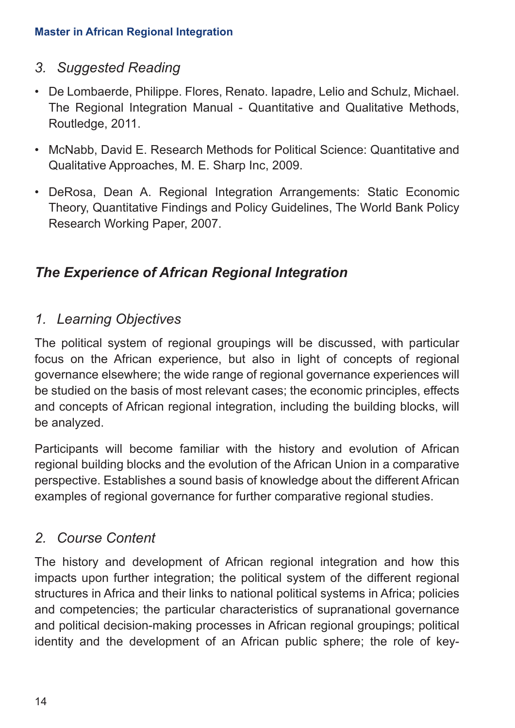### *3. Suggested Reading*

- De Lombaerde, Philippe. Flores, Renato. Iapadre, Lelio and Schulz, Michael. The Regional Integration Manual - Quantitative and Qualitative Methods, Routledge, 2011.
- McNabb, David E. Research Methods for Political Science: Quantitative and Qualitative Approaches, M. E. Sharp Inc, 2009.
- DeRosa, Dean A. Regional Integration Arrangements: Static Economic Theory, Quantitative Findings and Policy Guidelines, The World Bank Policy Research Working Paper, 2007.

## *The Experience of African Regional Integration*

### *1. Learning Objectives*

The political system of regional groupings will be discussed, with particular focus on the African experience, but also in light of concepts of regional governance elsewhere; the wide range of regional governance experiences will be studied on the basis of most relevant cases; the economic principles, effects and concepts of African regional integration, including the building blocks, will be analyzed.

Participants will become familiar with the history and evolution of African regional building blocks and the evolution of the African Union in a comparative perspective. Establishes a sound basis of knowledge about the different African examples of regional governance for further comparative regional studies.

### *2. Course Content*

The history and development of African regional integration and how this impacts upon further integration; the political system of the different regional structures in Africa and their links to national political systems in Africa; policies and competencies; the particular characteristics of supranational governance and political decision-making processes in African regional groupings; political identity and the development of an African public sphere; the role of key-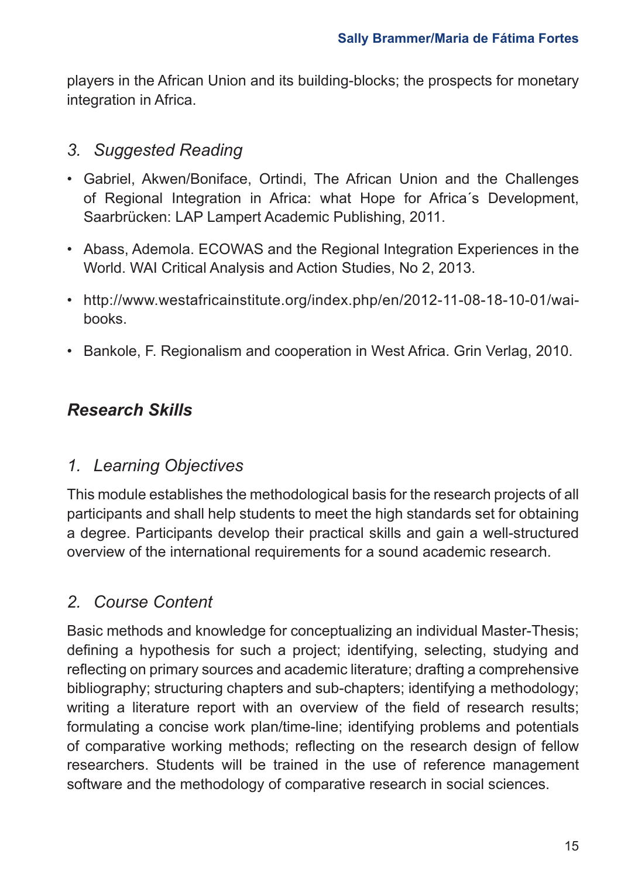players in the African Union and its building-blocks; the prospects for monetary integration in Africa.

### *3. Suggested Reading*

- Gabriel, Akwen/Boniface, Ortindi, The African Union and the Challenges of Regional Integration in Africa: what Hope for Africa´s Development, Saarbrücken: LAP Lampert Academic Publishing, 2011.
- Abass, Ademola. ECOWAS and the Regional Integration Experiences in the World. WAI Critical Analysis and Action Studies, No 2, 2013.
- http://www.westafricainstitute.org/index.php/en/2012-11-08-18-10-01/wai-books.
- Bankole, F. Regionalism and cooperation in West Africa. Grin Verlag, 2010.

## ***Research Skills***

### *1. Learning Objectives*

This module establishes the methodological basis for the research projects of all participants and shall help students to meet the high standards set for obtaining a degree. Participants develop their practical skills and gain a well-structured overview of the international requirements for a sound academic research.

### *2. Course Content*

Basic methods and knowledge for conceptualizing an individual Master-Thesis; defining a hypothesis for such a project; identifying, selecting, studying and reflecting on primary sources and academic literature; drafting a comprehensive bibliography; structuring chapters and sub-chapters; identifying a methodology; writing a literature report with an overview of the field of research results; formulating a concise work plan/time-line; identifying problems and potentials of comparative working methods; reflecting on the research design of fellow researchers. Students will be trained in the use of reference management software and the methodology of comparative research in social sciences.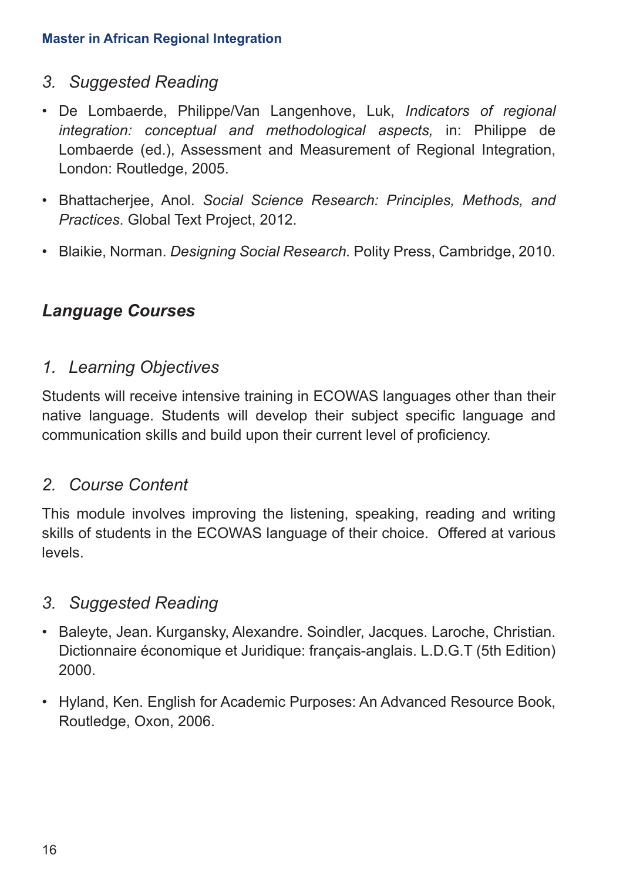### 3. Suggested Reading

- De Lombaerde, Philippe/Van Langenhove, Luk, *Indicators of regional integration: conceptual and methodological aspects,* in: Philippe de Lombaerde (ed.), Assessment and Measurement of Regional Integration, London: Routledge, 2005.
- Bhattacherjee, Anol. *Social Science Research: Principles, Methods, and Practices*. Global Text Project, 2012.
- Blaikie, Norman. *Designing Social Research.* Polity Press, Cambridge, 2010.

## *Language Courses*

### 1. Learning Objectives

Students will receive intensive training in ECOWAS languages other than their native language. Students will develop their subject specific language and communication skills and build upon their current level of proficiency.

### 2. Course Content

This module involves improving the listening, speaking, reading and writing skills of students in the ECOWAS language of their choice. Offered at various levels.

### 3. Suggested Reading

- Baleyte, Jean. Kurgansky, Alexandre. Soindler, Jacques. Laroche, Christian. Dictionnaire économique et Juridique: français-anglais. L.D.G.T (5th Edition) 2000.
- Hyland, Ken. English for Academic Purposes: An Advanced Resource Book, Routledge, Oxon, 2006.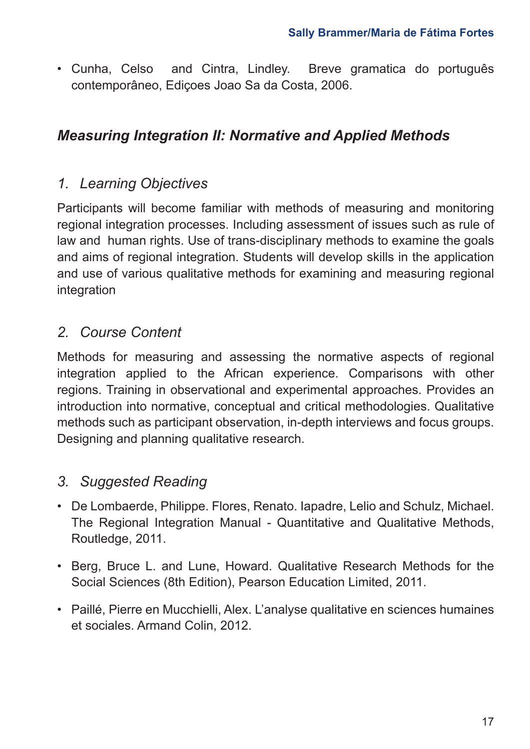- Cunha, Celso and Cintra, Lindley. Breve gramatica do português contemporâneo, Ediçoes Joao Sa da Costa, 2006.

## *Measuring Integration II: Normative and Applied Methods*

### *1. Learning Objectives*

Participants will become familiar with methods of measuring and monitoring regional integration processes. Including assessment of issues such as rule of law and human rights. Use of trans-disciplinary methods to examine the goals and aims of regional integration. Students will develop skills in the application and use of various qualitative methods for examining and measuring regional integration

### *2. Course Content*

Methods for measuring and assessing the normative aspects of regional integration applied to the African experience. Comparisons with other regions. Training in observational and experimental approaches. Provides an introduction into normative, conceptual and critical methodologies. Qualitative methods such as participant observation, in-depth interviews and focus groups. Designing and planning qualitative research.

### *3. Suggested Reading*

- De Lombaerde, Philippe. Flores, Renato. Iapadre, Lelio and Schulz, Michael. The Regional Integration Manual - Quantitative and Qualitative Methods, Routledge, 2011.
- Berg, Bruce L. and Lune, Howard. Qualitative Research Methods for the Social Sciences (8th Edition), Pearson Education Limited, 2011.
- Paillé, Pierre en Mucchielli, Alex. L'analyse qualitative en sciences humaines et sociales. Armand Colin, 2012.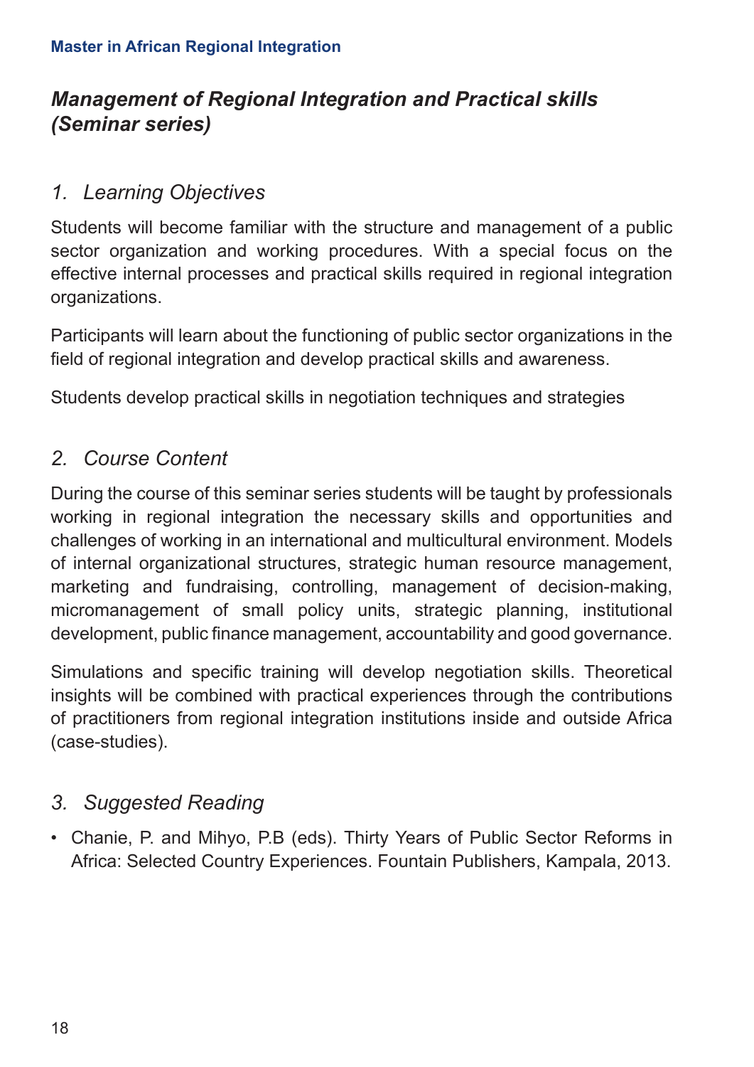## *Management of Regional Integration and Practical skills (Seminar series)*

### *1. Learning Objectives*

Students will become familiar with the structure and management of a public sector organization and working procedures. With a special focus on the effective internal processes and practical skills required in regional integration organizations.

Participants will learn about the functioning of public sector organizations in the field of regional integration and develop practical skills and awareness.

Students develop practical skills in negotiation techniques and strategies

### *2. Course Content*

During the course of this seminar series students will be taught by professionals working in regional integration the necessary skills and opportunities and challenges of working in an international and multicultural environment. Models of internal organizational structures, strategic human resource management, marketing and fundraising, controlling, management of decision-making, micromanagement of small policy units, strategic planning, institutional development, public finance management, accountability and good governance.

Simulations and specific training will develop negotiation skills. Theoretical insights will be combined with practical experiences through the contributions of practitioners from regional integration institutions inside and outside Africa (case-studies).

### *3. Suggested Reading*

- Chanie, P. and Mihyo, P.B (eds). Thirty Years of Public Sector Reforms in Africa: Selected Country Experiences. Fountain Publishers, Kampala, 2013.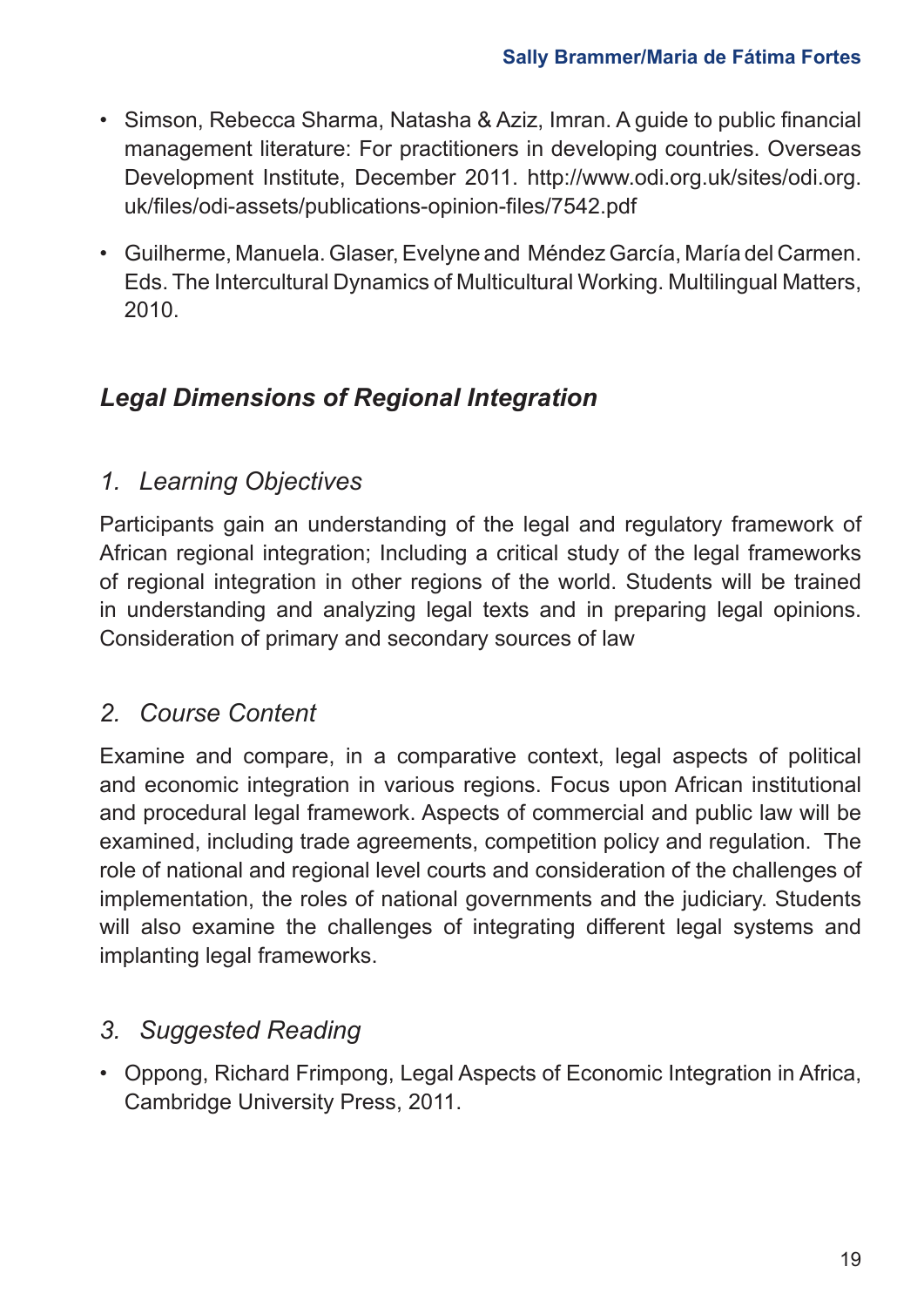- Simson, Rebecca Sharma, Natasha & Aziz, Imran. A guide to public financial management literature: For practitioners in developing countries. Overseas Development Institute, December 2011. http://www.odi.org.uk/sites/odi.org.uk/files/odi-assets/publications-opinion-files/7542.pdf

- Guilherme, Manuela. Glaser, Evelyne and Méndez García, María del Carmen. Eds. The Intercultural Dynamics of Multicultural Working. Multilingual Matters, 2010.

## *Legal Dimensions of Regional Integration*

### *1. Learning Objectives*

Participants gain an understanding of the legal and regulatory framework of African regional integration; Including a critical study of the legal frameworks of regional integration in other regions of the world. Students will be trained in understanding and analyzing legal texts and in preparing legal opinions. Consideration of primary and secondary sources of law

### *2. Course Content*

Examine and compare, in a comparative context, legal aspects of political and economic integration in various regions. Focus upon African institutional and procedural legal framework. Aspects of commercial and public law will be examined, including trade agreements, competition policy and regulation. The role of national and regional level courts and consideration of the challenges of implementation, the roles of national governments and the judiciary. Students will also examine the challenges of integrating different legal systems and implanting legal frameworks.

### *3. Suggested Reading*

- Oppong, Richard Frimpong, Legal Aspects of Economic Integration in Africa, Cambridge University Press, 2011.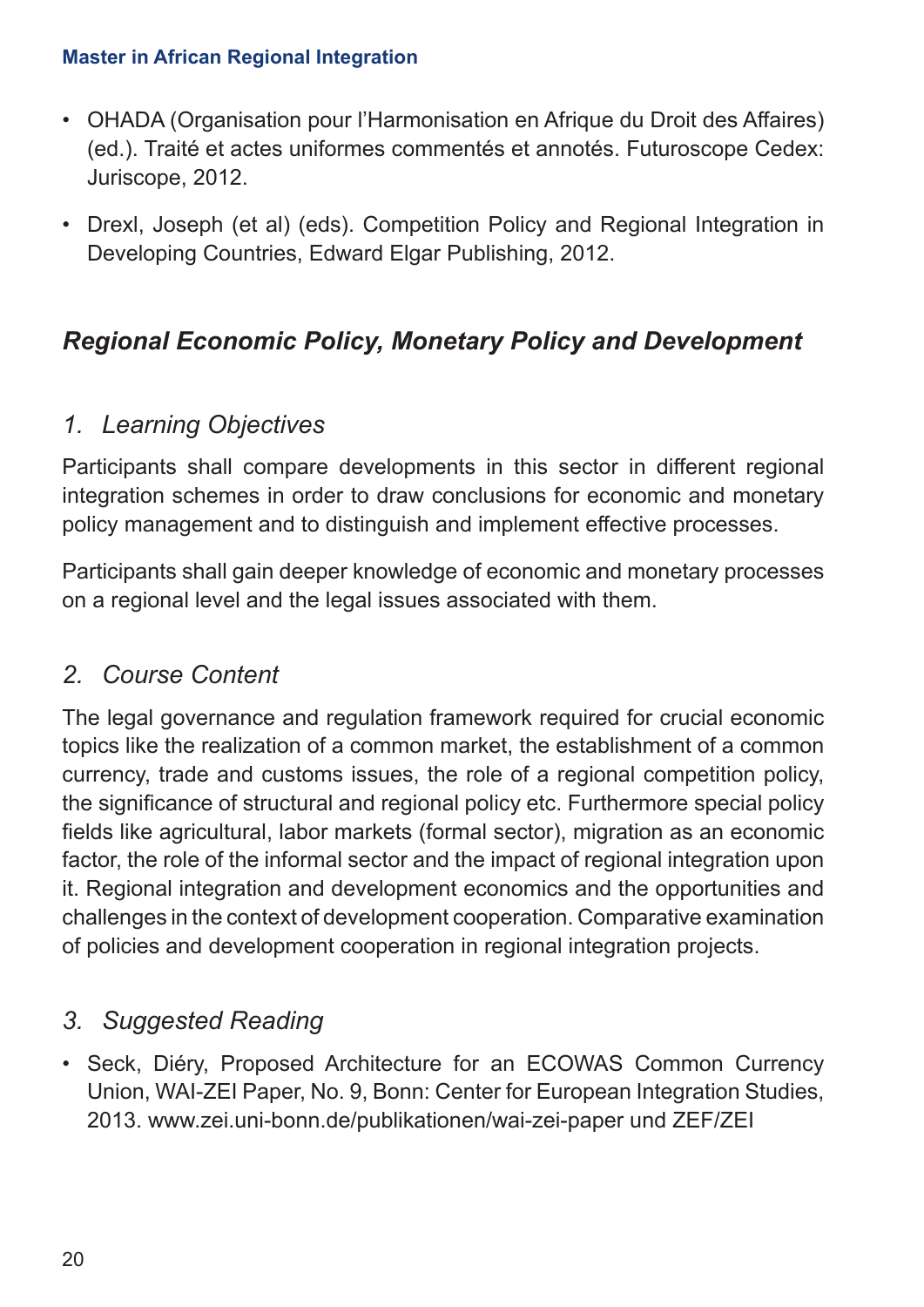- OHADA (Organisation pour l'Harmonisation en Afrique du Droit des Affaires) (ed.). Traité et actes uniformes commentés et annotés. Futuroscope Cedex: Juriscope, 2012.
- Drexl, Joseph (et al) (eds). Competition Policy and Regional Integration in Developing Countries, Edward Elgar Publishing, 2012.

## *Regional Economic Policy, Monetary Policy and Development*

### *1. Learning Objectives*

Participants shall compare developments in this sector in different regional integration schemes in order to draw conclusions for economic and monetary policy management and to distinguish and implement effective processes.

Participants shall gain deeper knowledge of economic and monetary processes on a regional level and the legal issues associated with them.

### *2. Course Content*

The legal governance and regulation framework required for crucial economic topics like the realization of a common market, the establishment of a common currency, trade and customs issues, the role of a regional competition policy, the significance of structural and regional policy etc. Furthermore special policy fields like agricultural, labor markets (formal sector), migration as an economic factor, the role of the informal sector and the impact of regional integration upon it. Regional integration and development economics and the opportunities and challenges in the context of development cooperation. Comparative examination of policies and development cooperation in regional integration projects.

### *3. Suggested Reading*

- Seck, Diéry, Proposed Architecture for an ECOWAS Common Currency Union, WAI-ZEI Paper, No. 9, Bonn: Center for European Integration Studies, 2013. www.zei.uni-bonn.de/publikationen/wai-zei-paper und ZEF/ZEI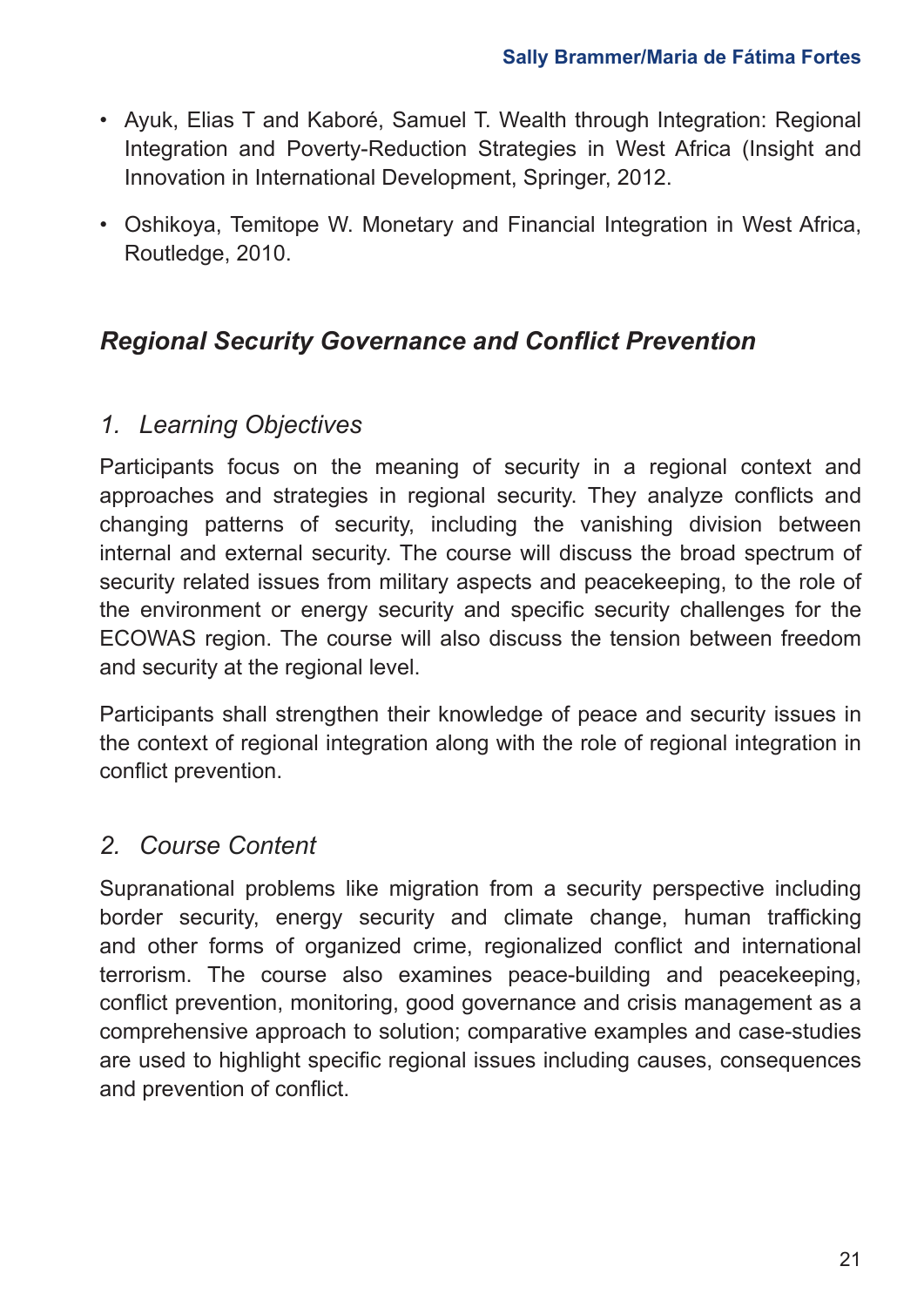- Ayuk, Elias T and Kaboré, Samuel T. Wealth through Integration: Regional Integration and Poverty-Reduction Strategies in West Africa (Insight and Innovation in International Development, Springer, 2012.
- Oshikoya, Temitope W. Monetary and Financial Integration in West Africa, Routledge, 2010.

## *Regional Security Governance and Conflict Prevention*

### *1. Learning Objectives*

Participants focus on the meaning of security in a regional context and approaches and strategies in regional security. They analyze conflicts and changing patterns of security, including the vanishing division between internal and external security. The course will discuss the broad spectrum of security related issues from military aspects and peacekeeping, to the role of the environment or energy security and specific security challenges for the ECOWAS region. The course will also discuss the tension between freedom and security at the regional level.

Participants shall strengthen their knowledge of peace and security issues in the context of regional integration along with the role of regional integration in conflict prevention.

### *2. Course Content*

Supranational problems like migration from a security perspective including border security, energy security and climate change, human trafficking and other forms of organized crime, regionalized conflict and international terrorism. The course also examines peace-building and peacekeeping, conflict prevention, monitoring, good governance and crisis management as a comprehensive approach to solution; comparative examples and case-studies are used to highlight specific regional issues including causes, consequences and prevention of conflict.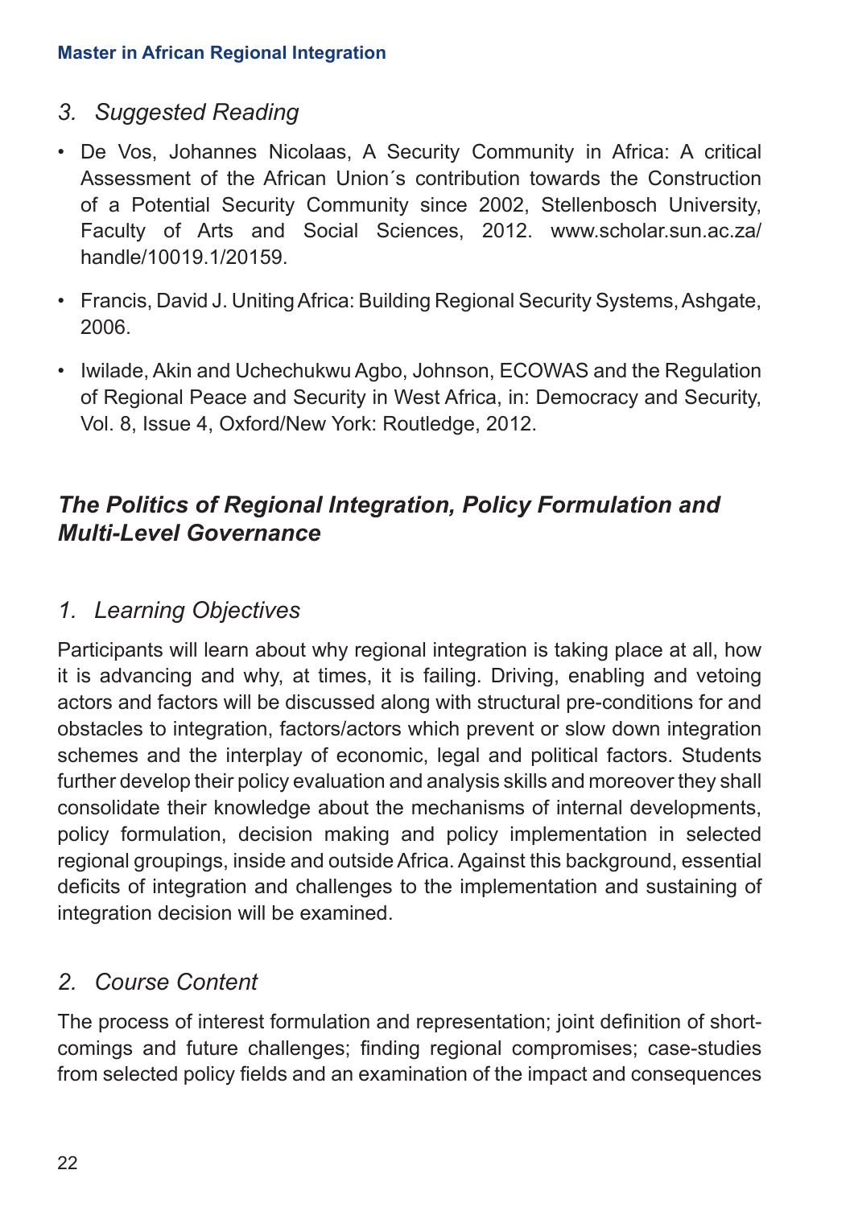### *3. Suggested Reading*

- De Vos, Johannes Nicolaas, A Security Community in Africa: A critical Assessment of the African Union´s contribution towards the Construction of a Potential Security Community since 2002, Stellenbosch University, Faculty of Arts and Social Sciences, 2012. www.scholar.sun.ac.za/handle/10019.1/20159.
- Francis, David J. Uniting Africa: Building Regional Security Systems, Ashgate, 2006.
- Iwilade, Akin and Uchechukwu Agbo, Johnson, ECOWAS and the Regulation of Regional Peace and Security in West Africa, in: Democracy and Security, Vol. 8, Issue 4, Oxford/New York: Routledge, 2012.

## ***The Politics of Regional Integration, Policy Formulation and Multi-Level Governance***

### *1. Learning Objectives*

Participants will learn about why regional integration is taking place at all, how it is advancing and why, at times, it is failing. Driving, enabling and vetoing actors and factors will be discussed along with structural pre-conditions for and obstacles to integration, factors/actors which prevent or slow down integration schemes and the interplay of economic, legal and political factors. Students further develop their policy evaluation and analysis skills and moreover they shall consolidate their knowledge about the mechanisms of internal developments, policy formulation, decision making and policy implementation in selected regional groupings, inside and outside Africa. Against this background, essential deficits of integration and challenges to the implementation and sustaining of integration decision will be examined.

### *2. Course Content*

The process of interest formulation and representation; joint definition of shortcomings and future challenges; finding regional compromises; case-studies from selected policy fields and an examination of the impact and consequences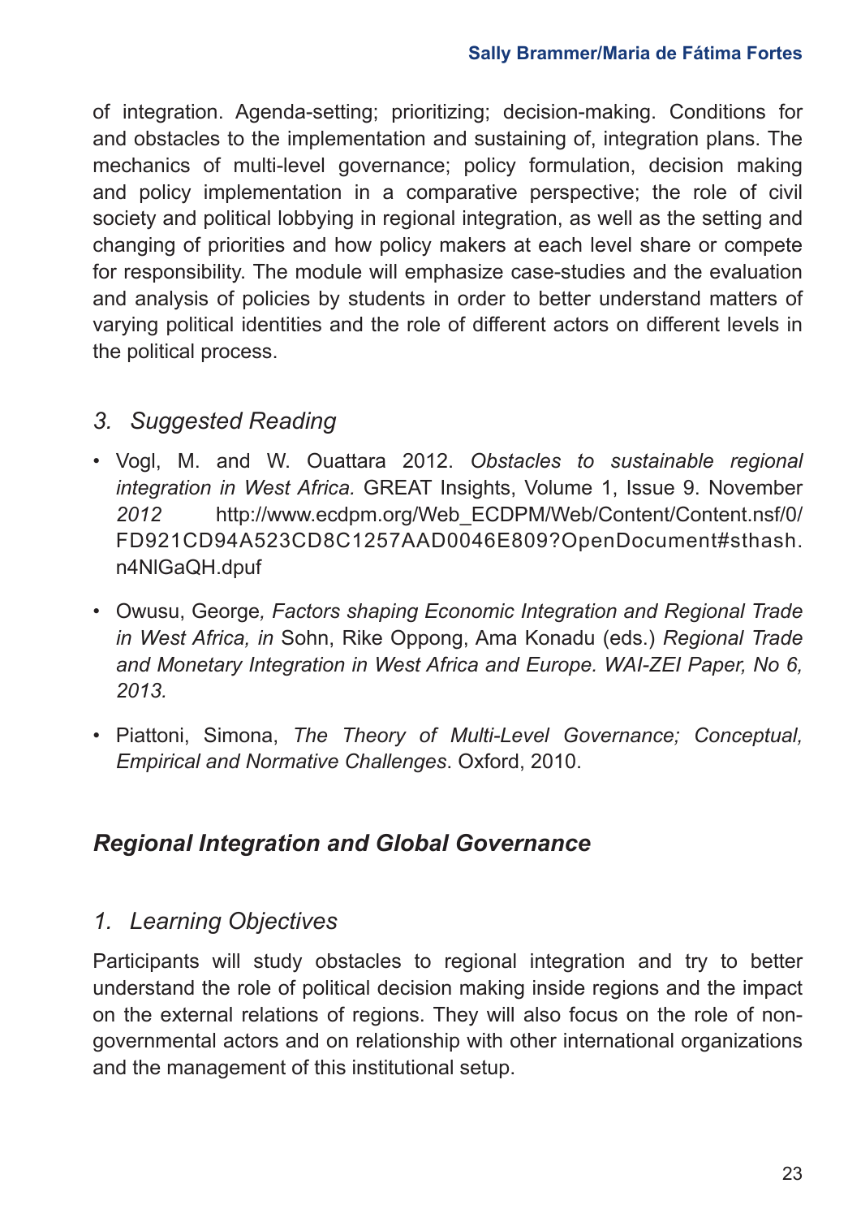of integration. Agenda-setting; prioritizing; decision-making. Conditions for and obstacles to the implementation and sustaining of, integration plans. The mechanics of multi-level governance; policy formulation, decision making and policy implementation in a comparative perspective; the role of civil society and political lobbying in regional integration, as well as the setting and changing of priorities and how policy makers at each level share or compete for responsibility. The module will emphasize case-studies and the evaluation and analysis of policies by students in order to better understand matters of varying political identities and the role of different actors on different levels in the political process.

### 3. *Suggested Reading*

- Vogl, M. and W. Ouattara 2012. *Obstacles to sustainable regional integration in West Africa.* GREAT Insights, Volume 1, Issue 9. November *2012* http://www.ecdpm.org/Web_ECDPM/Web/Content/Content.nsf/0/FD921CD94A523CD8C1257AAD0046E809?OpenDocument#sthash.n4NlGaQH.dpuf
- Owusu, George*, Factors shaping Economic Integration and Regional Trade in West Africa, in* Sohn, Rike Oppong, Ama Konadu (eds.) *Regional Trade and Monetary Integration in West Africa and Europe. WAI-ZEI Paper, No 6, 2013.*
- Piattoni, Simona, *The Theory of Multi-Level Governance; Conceptual, Empirical and Normative Challenges*. Oxford, 2010.

## ***Regional Integration and Global Governance***

### 1. *Learning Objectives*

Participants will study obstacles to regional integration and try to better understand the role of political decision making inside regions and the impact on the external relations of regions. They will also focus on the role of non-governmental actors and on relationship with other international organizations and the management of this institutional setup.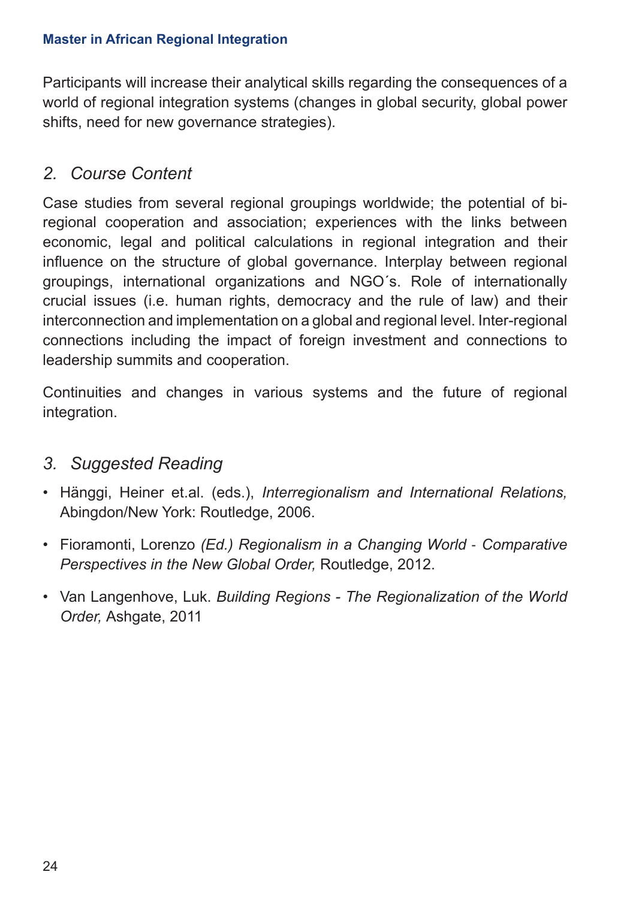Participants will increase their analytical skills regarding the consequences of a world of regional integration systems (changes in global security, global power shifts, need for new governance strategies).

## *2. Course Content*

Case studies from several regional groupings worldwide; the potential of bi-regional cooperation and association; experiences with the links between economic, legal and political calculations in regional integration and their influence on the structure of global governance. Interplay between regional groupings, international organizations and NGO´s. Role of internationally crucial issues (i.e. human rights, democracy and the rule of law) and their interconnection and implementation on a global and regional level. Inter-regional connections including the impact of foreign investment and connections to leadership summits and cooperation.

Continuities and changes in various systems and the future of regional integration.

## *3. Suggested Reading*

- Hänggi, Heiner et.al. (eds.), *Interregionalism and International Relations,* Abingdon/New York: Routledge, 2006.
- Fioramonti, Lorenzo *(Ed.) Regionalism in a Changing World - Comparative Perspectives in the New Global Order,* Routledge, 2012.
- Van Langenhove, Luk. *Building Regions - The Regionalization of the World Order,* Ashgate, 2011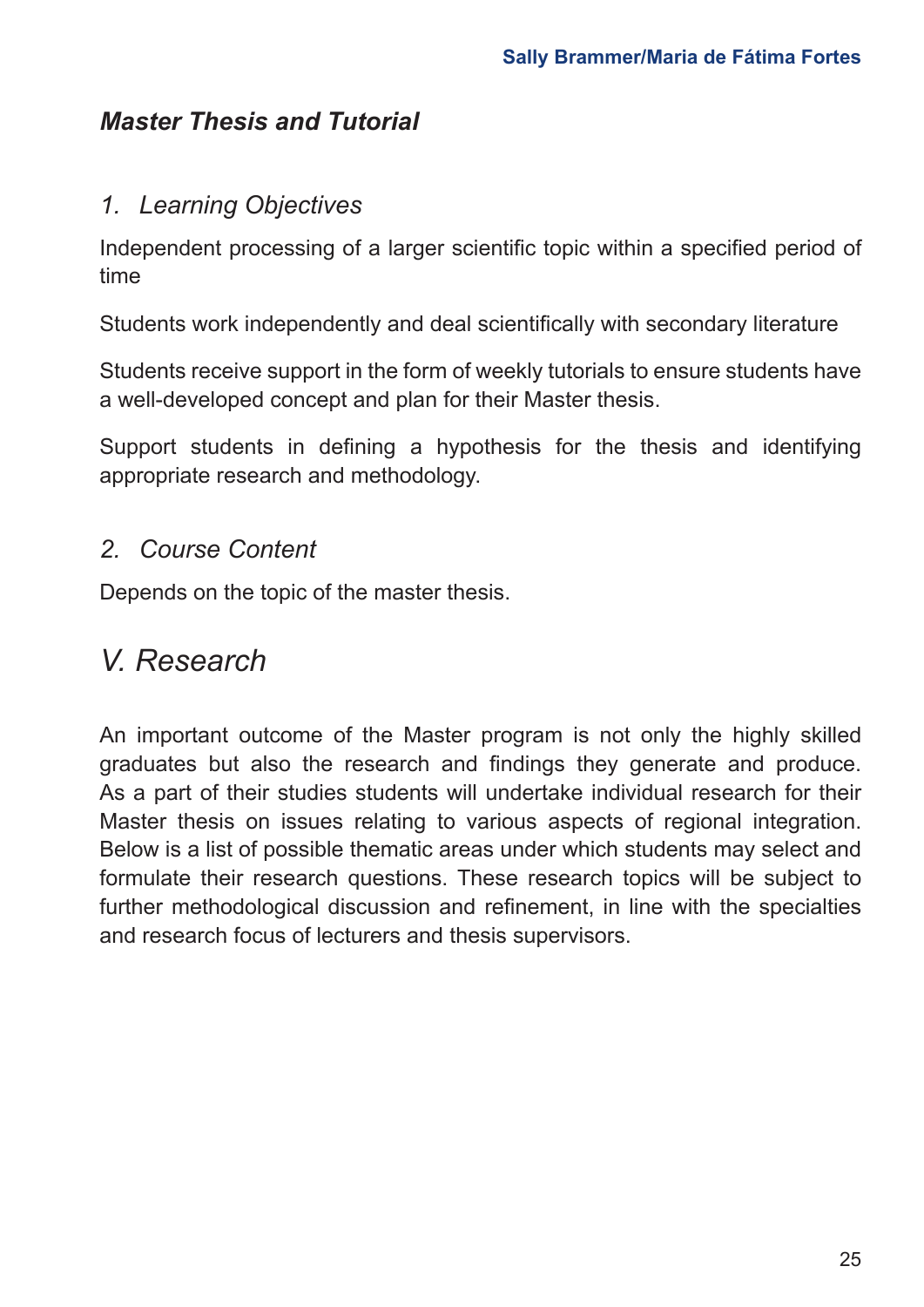### *Master Thesis and Tutorial*

#### *1. Learning Objectives*

Independent processing of a larger scientific topic within a specified period of time

Students work independently and deal scientifically with secondary literature

Students receive support in the form of weekly tutorials to ensure students have a well-developed concept and plan for their Master thesis.

Support students in defining a hypothesis for the thesis and identifying appropriate research and methodology.

#### *2. Course Content*

Depends on the topic of the master thesis.

## *V. Research*

An important outcome of the Master program is not only the highly skilled graduates but also the research and findings they generate and produce. As a part of their studies students will undertake individual research for their Master thesis on issues relating to various aspects of regional integration. Below is a list of possible thematic areas under which students may select and formulate their research questions. These research topics will be subject to further methodological discussion and refinement, in line with the specialties and research focus of lecturers and thesis supervisors.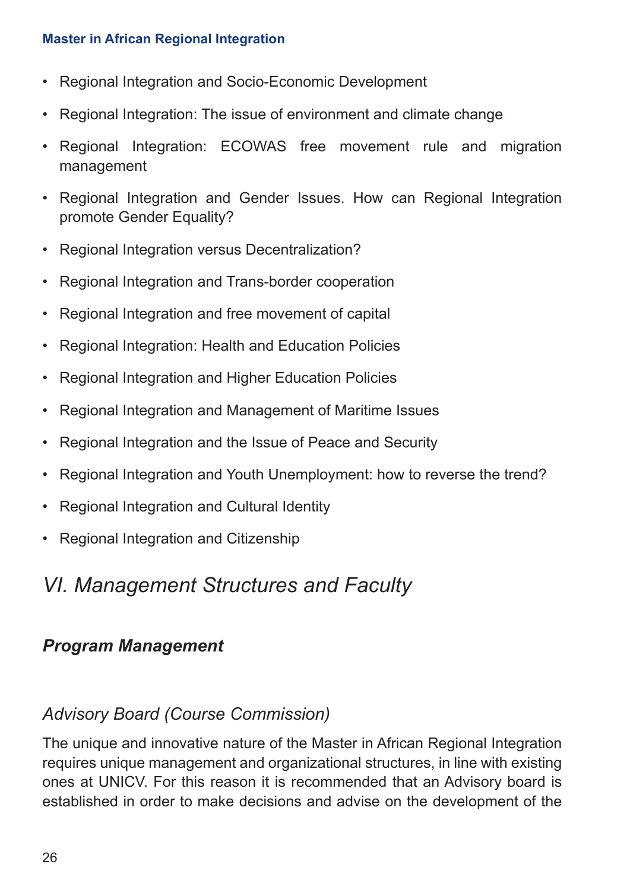- Regional Integration and Socio-Economic Development
- Regional Integration: The issue of environment and climate change
- Regional Integration: ECOWAS free movement rule and migration management
- Regional Integration and Gender Issues. How can Regional Integration promote Gender Equality?
- Regional Integration versus Decentralization?
- Regional Integration and Trans-border cooperation
- Regional Integration and free movement of capital
- Regional Integration: Health and Education Policies
- Regional Integration and Higher Education Policies
- Regional Integration and Management of Maritime Issues
- Regional Integration and the Issue of Peace and Security
- Regional Integration and Youth Unemployment: how to reverse the trend?
- Regional Integration and Cultural Identity
- Regional Integration and Citizenship

# *VI. Management Structures and Faculty*

## ***Program Management***

### *Advisory Board (Course Commission)*

The unique and innovative nature of the Master in African Regional Integration requires unique management and organizational structures, in line with existing ones at UNICV. For this reason it is recommended that an Advisory board is established in order to make decisions and advise on the development of the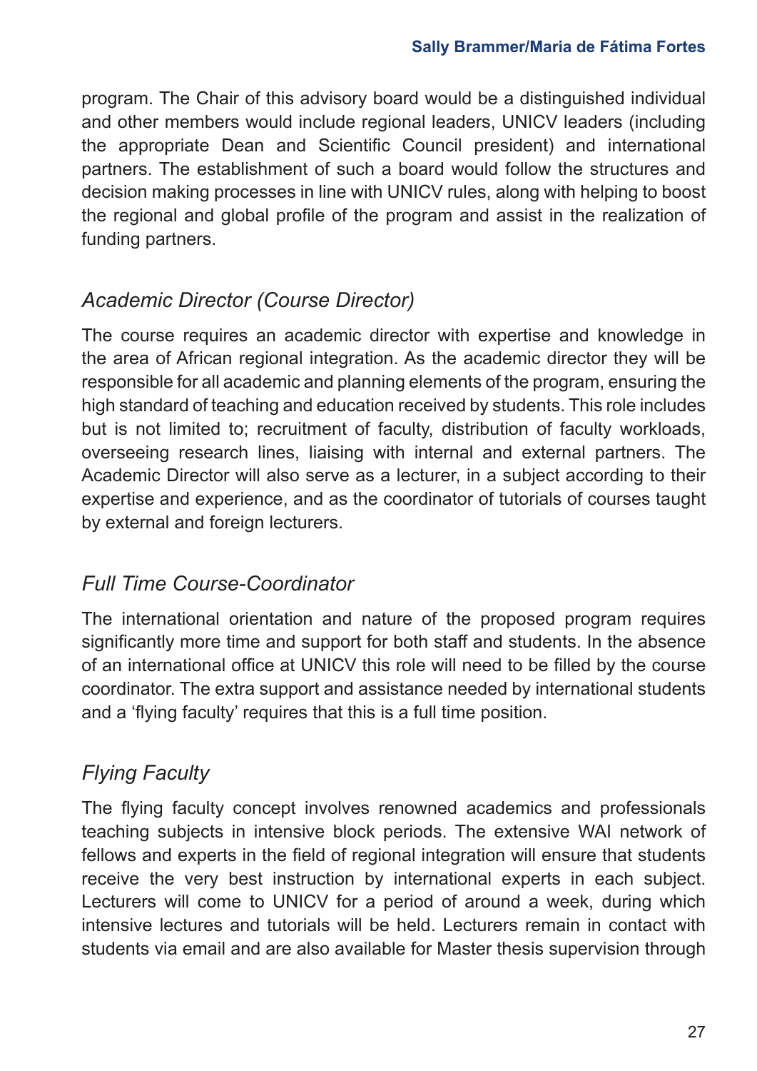program. The Chair of this advisory board would be a distinguished individual and other members would include regional leaders, UNICV leaders (including the appropriate Dean and Scientific Council president) and international partners. The establishment of such a board would follow the structures and decision making processes in line with UNICV rules, along with helping to boost the regional and global profile of the program and assist in the realization of funding partners.

### *Academic Director (Course Director)*

The course requires an academic director with expertise and knowledge in the area of African regional integration. As the academic director they will be responsible for all academic and planning elements of the program, ensuring the high standard of teaching and education received by students. This role includes but is not limited to; recruitment of faculty, distribution of faculty workloads, overseeing research lines, liaising with internal and external partners. The Academic Director will also serve as a lecturer, in a subject according to their expertise and experience, and as the coordinator of tutorials of courses taught by external and foreign lecturers.

### *Full Time Course-Coordinator*

The international orientation and nature of the proposed program requires significantly more time and support for both staff and students. In the absence of an international office at UNICV this role will need to be filled by the course coordinator. The extra support and assistance needed by international students and a 'flying faculty' requires that this is a full time position.

### *Flying Faculty*

The flying faculty concept involves renowned academics and professionals teaching subjects in intensive block periods. The extensive WAI network of fellows and experts in the field of regional integration will ensure that students receive the very best instruction by international experts in each subject. Lecturers will come to UNICV for a period of around a week, during which intensive lectures and tutorials will be held. Lecturers remain in contact with students via email and are also available for Master thesis supervision through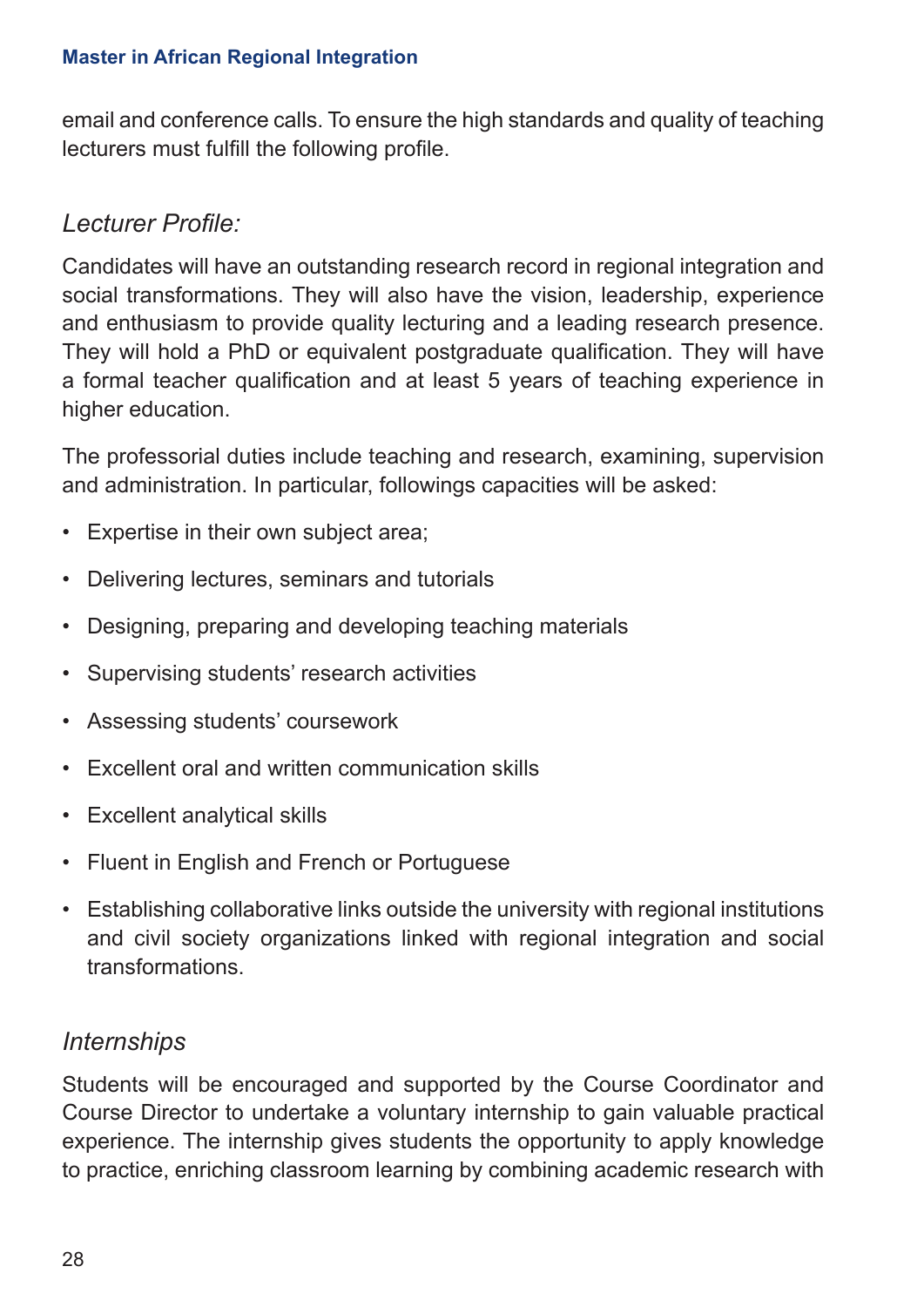email and conference calls. To ensure the high standards and quality of teaching lecturers must fulfill the following profile.

### *Lecturer Profile:*

Candidates will have an outstanding research record in regional integration and social transformations. They will also have the vision, leadership, experience and enthusiasm to provide quality lecturing and a leading research presence. They will hold a PhD or equivalent postgraduate qualification. They will have a formal teacher qualification and at least 5 years of teaching experience in higher education.

The professorial duties include teaching and research, examining, supervision and administration. In particular, followings capacities will be asked:

- Expertise in their own subject area;
- Delivering lectures, seminars and tutorials
- Designing, preparing and developing teaching materials
- Supervising students' research activities
- Assessing students' coursework
- Excellent oral and written communication skills
- Excellent analytical skills
- Fluent in English and French or Portuguese
- Establishing collaborative links outside the university with regional institutions and civil society organizations linked with regional integration and social transformations.

### *Internships*

Students will be encouraged and supported by the Course Coordinator and Course Director to undertake a voluntary internship to gain valuable practical experience. The internship gives students the opportunity to apply knowledge to practice, enriching classroom learning by combining academic research with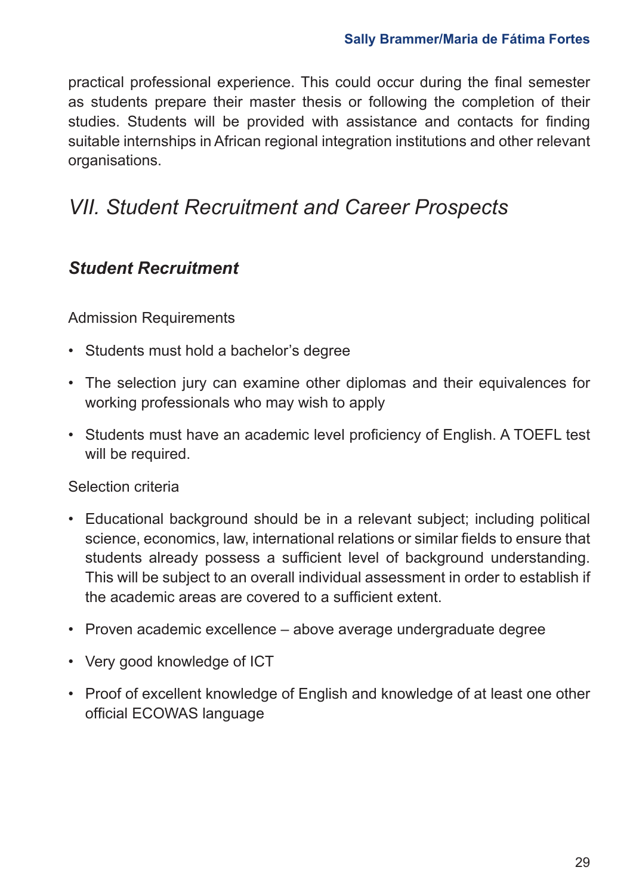practical professional experience. This could occur during the final semester as students prepare their master thesis or following the completion of their studies. Students will be provided with assistance and contacts for finding suitable internships in African regional integration institutions and other relevant organisations.

## *VII. Student Recruitment and Career Prospects*

### ***Student Recruitment***

Admission Requirements

- Students must hold a bachelor's degree
- The selection jury can examine other diplomas and their equivalences for working professionals who may wish to apply
- Students must have an academic level proficiency of English. A TOEFL test will be required.

Selection criteria

- Educational background should be in a relevant subject; including political science, economics, law, international relations or similar fields to ensure that students already possess a sufficient level of background understanding. This will be subject to an overall individual assessment in order to establish if the academic areas are covered to a sufficient extent.
- Proven academic excellence – above average undergraduate degree
- Very good knowledge of ICT
- Proof of excellent knowledge of English and knowledge of at least one other official ECOWAS language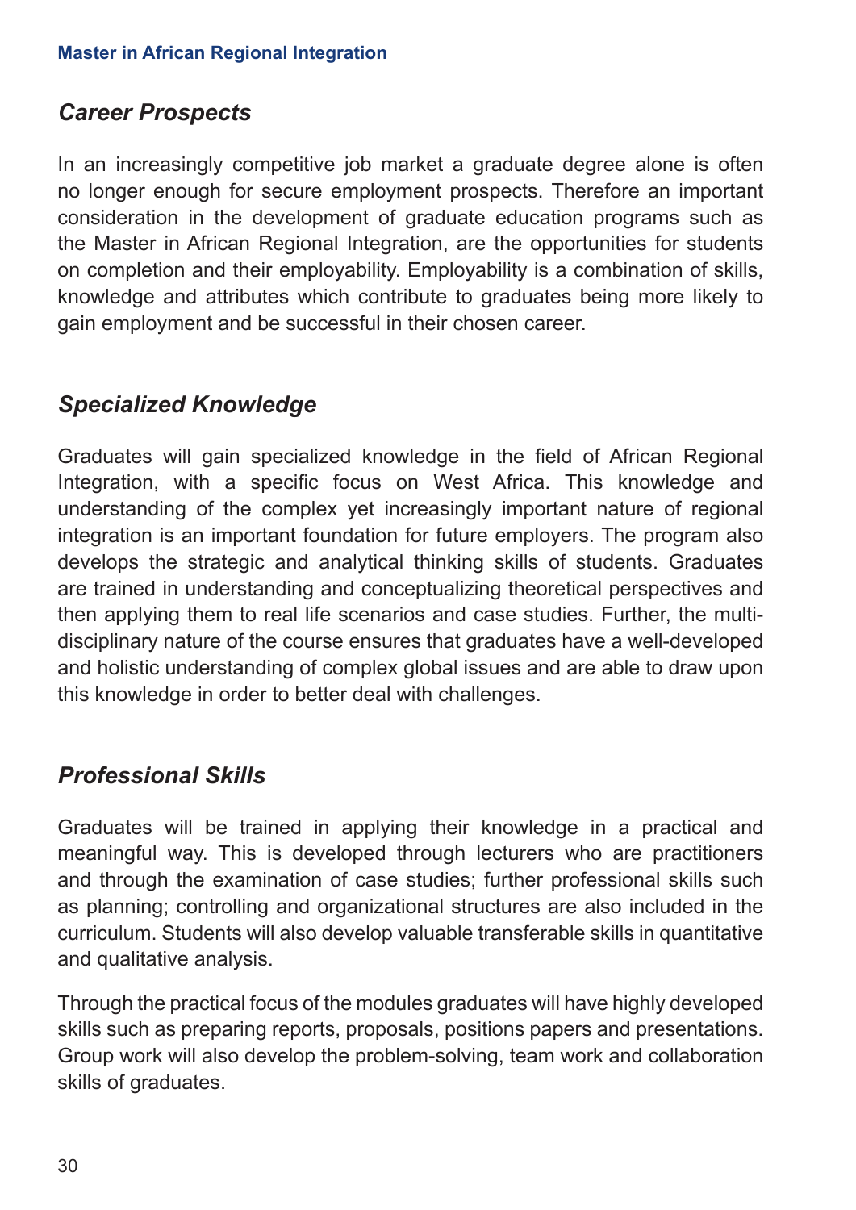## *Career Prospects*

In an increasingly competitive job market a graduate degree alone is often no longer enough for secure employment prospects. Therefore an important consideration in the development of graduate education programs such as the Master in African Regional Integration, are the opportunities for students on completion and their employability. Employability is a combination of skills, knowledge and attributes which contribute to graduates being more likely to gain employment and be successful in their chosen career.

## *Specialized Knowledge*

Graduates will gain specialized knowledge in the field of African Regional Integration, with a specific focus on West Africa. This knowledge and understanding of the complex yet increasingly important nature of regional integration is an important foundation for future employers. The program also develops the strategic and analytical thinking skills of students. Graduates are trained in understanding and conceptualizing theoretical perspectives and then applying them to real life scenarios and case studies. Further, the multi-disciplinary nature of the course ensures that graduates have a well-developed and holistic understanding of complex global issues and are able to draw upon this knowledge in order to better deal with challenges.

## *Professional Skills*

Graduates will be trained in applying their knowledge in a practical and meaningful way. This is developed through lecturers who are practitioners and through the examination of case studies; further professional skills such as planning; controlling and organizational structures are also included in the curriculum. Students will also develop valuable transferable skills in quantitative and qualitative analysis.

Through the practical focus of the modules graduates will have highly developed skills such as preparing reports, proposals, positions papers and presentations. Group work will also develop the problem-solving, team work and collaboration skills of graduates.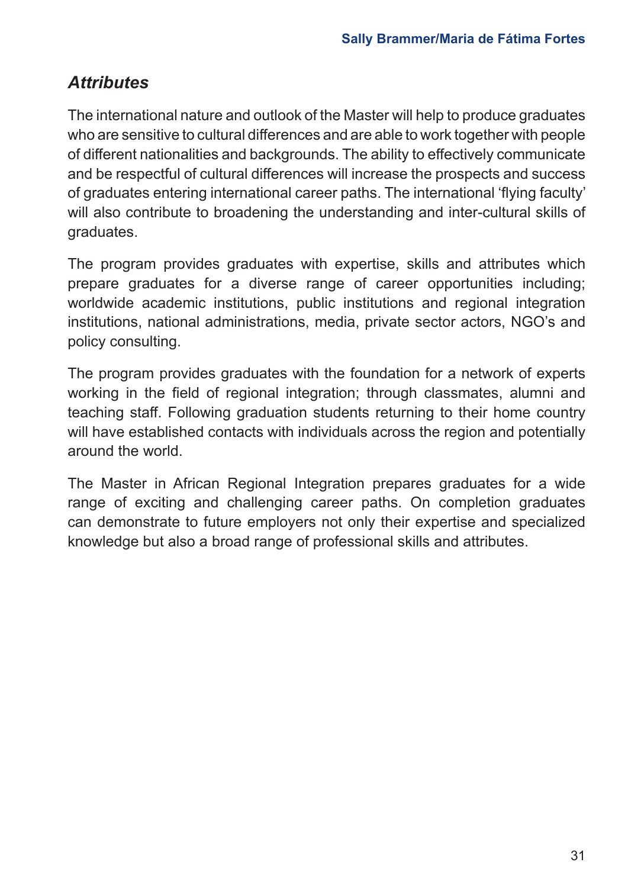### *Attributes*

The international nature and outlook of the Master will help to produce graduates who are sensitive to cultural differences and are able to work together with people of different nationalities and backgrounds. The ability to effectively communicate and be respectful of cultural differences will increase the prospects and success of graduates entering international career paths. The international 'flying faculty' will also contribute to broadening the understanding and inter-cultural skills of graduates.

The program provides graduates with expertise, skills and attributes which prepare graduates for a diverse range of career opportunities including; worldwide academic institutions, public institutions and regional integration institutions, national administrations, media, private sector actors, NGO's and policy consulting.

The program provides graduates with the foundation for a network of experts working in the field of regional integration; through classmates, alumni and teaching staff. Following graduation students returning to their home country will have established contacts with individuals across the region and potentially around the world.

The Master in African Regional Integration prepares graduates for a wide range of exciting and challenging career paths. On completion graduates can demonstrate to future employers not only their expertise and specialized knowledge but also a broad range of professional skills and attributes.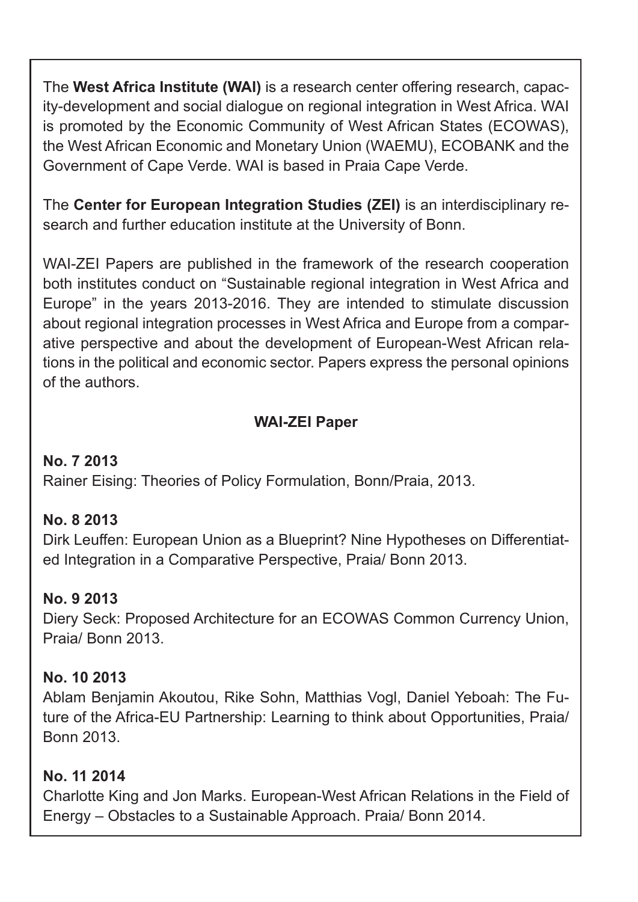The **West Africa Institute (WAI)** is a research center offering research, capacity-development and social dialogue on regional integration in West Africa. WAI is promoted by the Economic Community of West African States (ECOWAS), the West African Economic and Monetary Union (WAEMU), ECOBANK and the Government of Cape Verde. WAI is based in Praia Cape Verde.

The **Center for European Integration Studies (ZEI)** is an interdisciplinary research and further education institute at the University of Bonn.

WAI-ZEI Papers are published in the framework of the research cooperation both institutes conduct on "Sustainable regional integration in West Africa and Europe" in the years 2013-2016. They are intended to stimulate discussion about regional integration processes in West Africa and Europe from a comparative perspective and about the development of European-West African relations in the political and economic sector. Papers express the personal opinions of the authors.

**WAI-ZEI Paper**

**No. 7 2013**
Rainer Eising: Theories of Policy Formulation, Bonn/Praia, 2013.

**No. 8 2013**
Dirk Leuffen: European Union as a Blueprint? Nine Hypotheses on Differentiated Integration in a Comparative Perspective, Praia/ Bonn 2013.

**No. 9 2013**
Diery Seck: Proposed Architecture for an ECOWAS Common Currency Union, Praia/ Bonn 2013.

**No. 10 2013**
Ablam Benjamin Akoutou, Rike Sohn, Matthias Vogl, Daniel Yeboah: The Future of the Africa-EU Partnership: Learning to think about Opportunities, Praia/ Bonn 2013.

**No. 11 2014**
Charlotte King and Jon Marks. European-West African Relations in the Field of Energy – Obstacles to a Sustainable Approach. Praia/ Bonn 2014.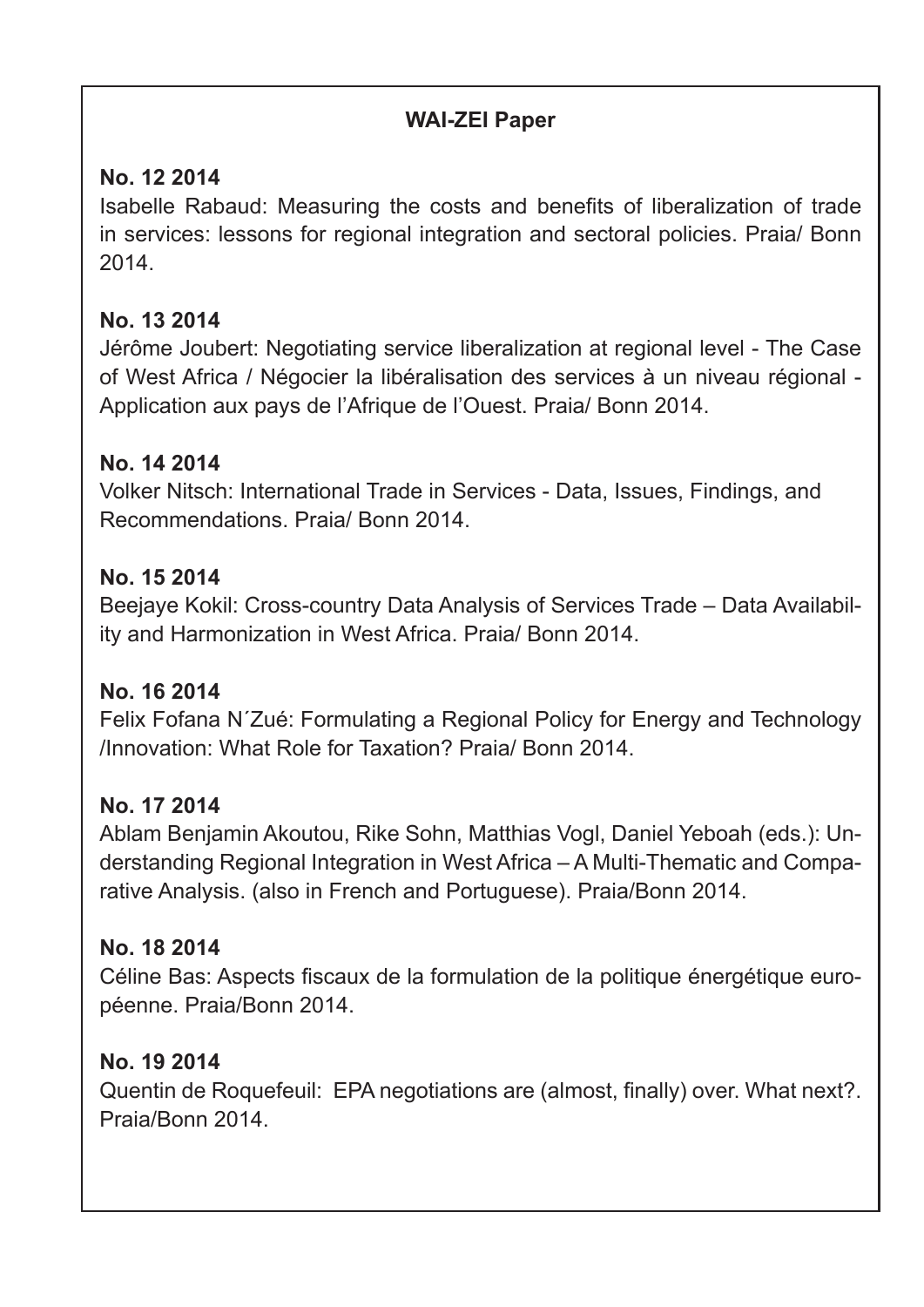**WAI-ZEI Paper**

**No. 12 2014**
Isabelle Rabaud: Measuring the costs and benefits of liberalization of trade in services: lessons for regional integration and sectoral policies. Praia/ Bonn 2014.

**No. 13 2014**
Jérôme Joubert: Negotiating service liberalization at regional level - The Case of West Africa / Négocier la libéralisation des services à un niveau régional - Application aux pays de l'Afrique de l'Ouest. Praia/ Bonn 2014.

**No. 14 2014**
Volker Nitsch: International Trade in Services - Data, Issues, Findings, and Recommendations. Praia/ Bonn 2014.

**No. 15 2014**
Beejaye Kokil: Cross-country Data Analysis of Services Trade – Data Availability and Harmonization in West Africa. Praia/ Bonn 2014.

**No. 16 2014**
Felix Fofana N´Zué: Formulating a Regional Policy for Energy and Technology /Innovation: What Role for Taxation? Praia/ Bonn 2014.

**No. 17 2014**
Ablam Benjamin Akoutou, Rike Sohn, Matthias Vogl, Daniel Yeboah (eds.): Understanding Regional Integration in West Africa – A Multi-Thematic and Comparative Analysis. (also in French and Portuguese). Praia/Bonn 2014.

**No. 18 2014**
Céline Bas: Aspects fiscaux de la formulation de la politique énergétique européenne. Praia/Bonn 2014.

**No. 19 2014**
Quentin de Roquefeuil: EPA negotiations are (almost, finally) over. What next?. Praia/Bonn 2014.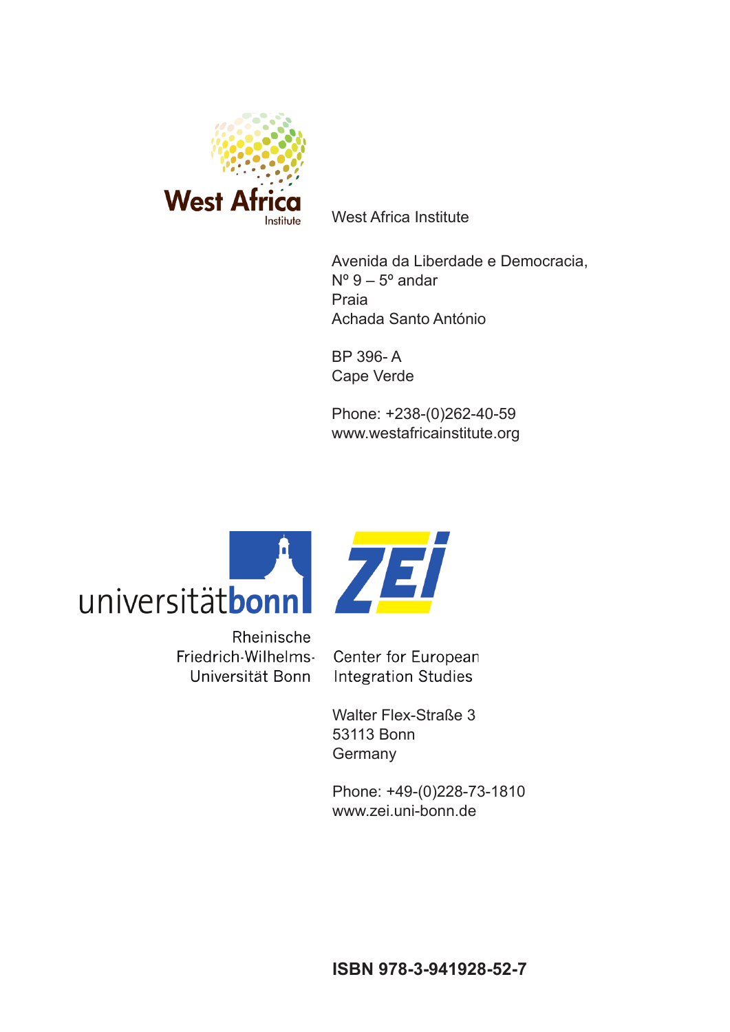West Africa Institute

West Africa Institute

Avenida da Liberdade e Democracia,
Nº 9 – 5º andar
Praia
Achada Santo António

BP 396- A
Cape Verde

Phone: +238-(0)262-40-59
www.westafricainstitute.org

universitätbonn

Rheinische
Friedrich-Wilhelms-
Universität Bonn

ZEI

Center for European
Integration Studies

Walter Flex-Straße 3
53113 Bonn
Germany

Phone: +49-(0)228-73-1810
www.zei.uni-bonn.de

**ISBN 978-3-941928-52-7**